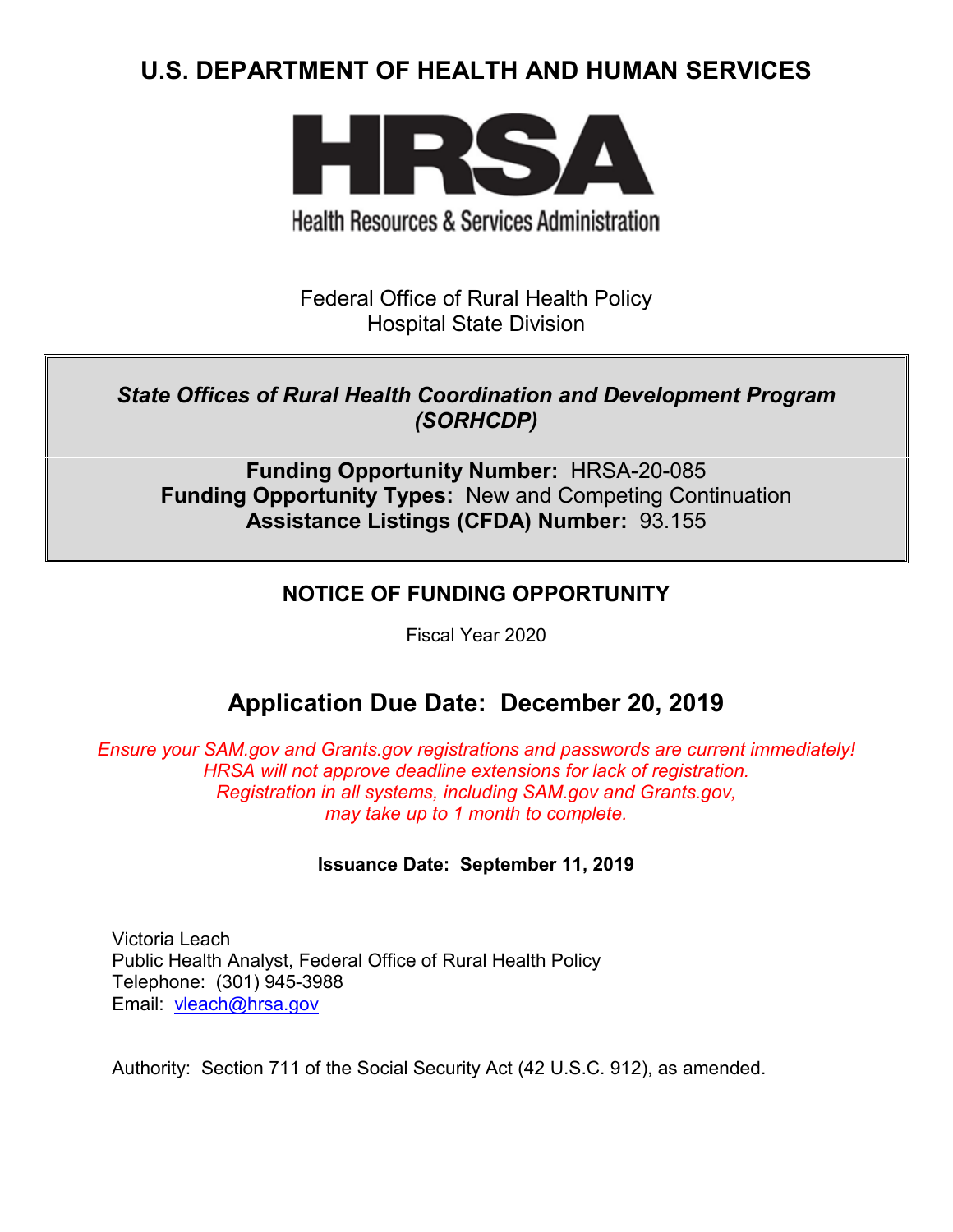# U.S. DEPARTMENT OF HEALTH AND HUMAN SERVICES

**HRSA**

Health Resources & Services Administration

Federal Office of Rural Health Policy
Hospital State Division

***State Offices of Rural Health Coordination and Development Program (SORHCDP)***

**Funding Opportunity Number:** HRSA-20-085
**Funding Opportunity Types:** New and Competing Continuation
**Assistance Listings (CFDA) Number:** 93.155

## NOTICE OF FUNDING OPPORTUNITY

Fiscal Year 2020

## Application Due Date: December 20, 2019

*Ensure your SAM.gov and Grants.gov registrations and passwords are current immediately! HRSA will not approve deadline extensions for lack of registration. Registration in all systems, including SAM.gov and Grants.gov, may take up to 1 month to complete.*

**Issuance Date: September 11, 2019**

Victoria Leach
Public Health Analyst, Federal Office of Rural Health Policy
Telephone: (301) 945-3988
Email: vleach@hrsa.gov

Authority: Section 711 of the Social Security Act (42 U.S.C. 912), as amended.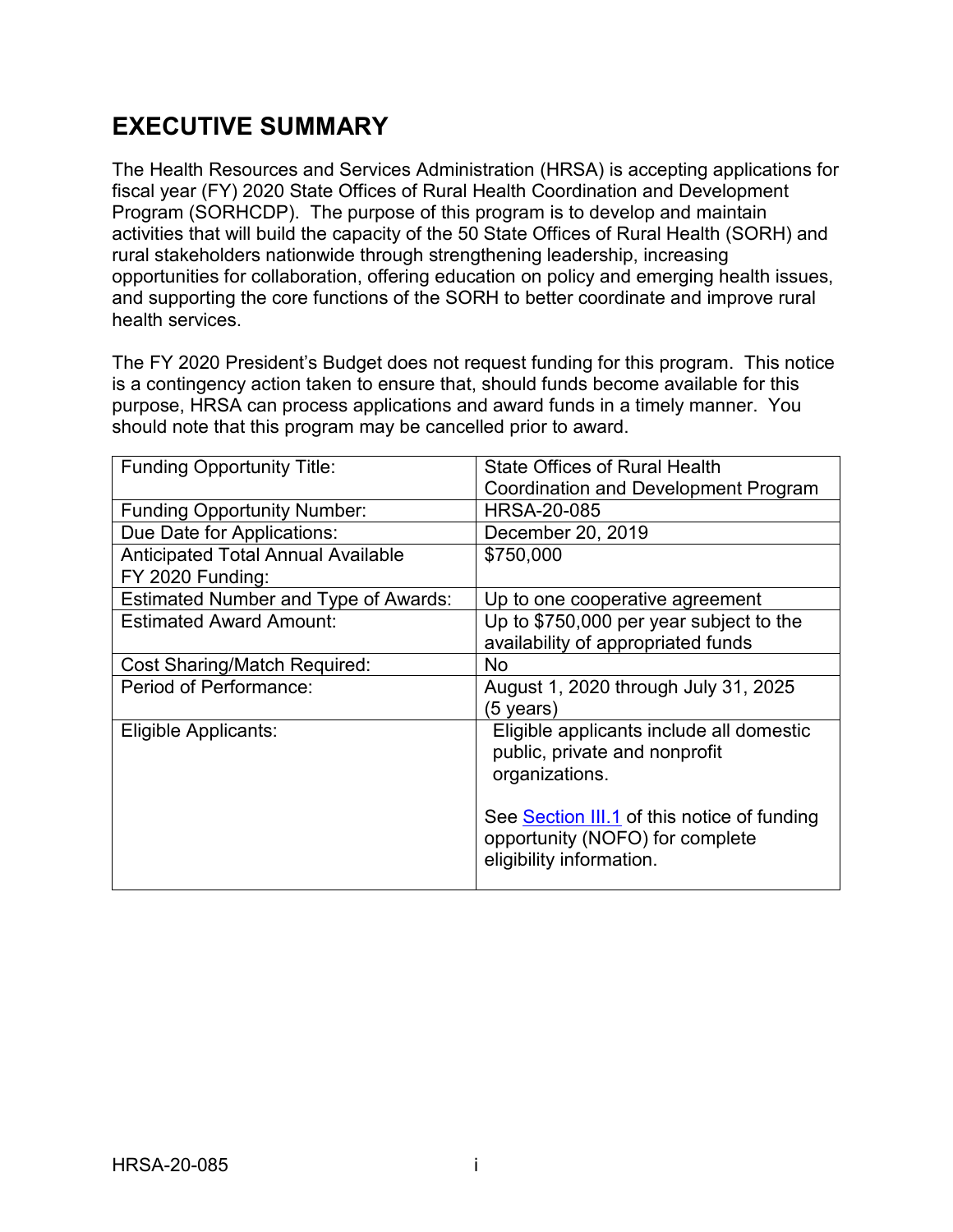# EXECUTIVE SUMMARY

The Health Resources and Services Administration (HRSA) is accepting applications for fiscal year (FY) 2020 State Offices of Rural Health Coordination and Development Program (SORHCDP). The purpose of this program is to develop and maintain activities that will build the capacity of the 50 State Offices of Rural Health (SORH) and rural stakeholders nationwide through strengthening leadership, increasing opportunities for collaboration, offering education on policy and emerging health issues, and supporting the core functions of the SORH to better coordinate and improve rural health services.

The FY 2020 President's Budget does not request funding for this program. This notice is a contingency action taken to ensure that, should funds become available for this purpose, HRSA can process applications and award funds in a timely manner. You should note that this program may be cancelled prior to award.

| | |
|---|---|
| Funding Opportunity Title: | State Offices of Rural Health Coordination and Development Program |
| Funding Opportunity Number: | HRSA-20-085 |
| Due Date for Applications: | December 20, 2019 |
| Anticipated Total Annual Available FY 2020 Funding: | $750,000 |
| Estimated Number and Type of Awards: | Up to one cooperative agreement |
| Estimated Award Amount: | Up to $750,000 per year subject to the availability of appropriated funds |
| Cost Sharing/Match Required: | No |
| Period of Performance: | August 1, 2020 through July 31, 2025 (5 years) |
| Eligible Applicants: | Eligible applicants include all domestic public, private and nonprofit organizations.<br><br>See Section III.1 of this notice of funding opportunity (NOFO) for complete eligibility information. |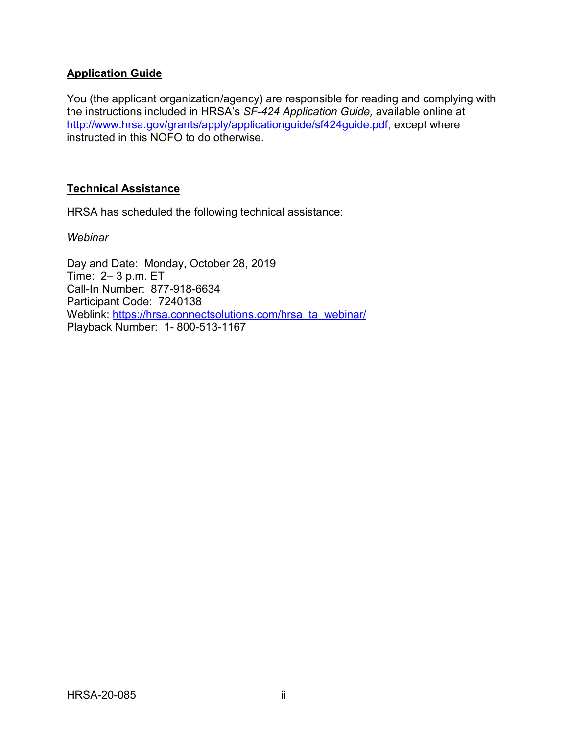## Application Guide

You (the applicant organization/agency) are responsible for reading and complying with the instructions included in HRSA's *SF-424 Application Guide,* available online at http://www.hrsa.gov/grants/apply/applicationguide/sf424guide.pdf, except where instructed in this NOFO to do otherwise.

## Technical Assistance

HRSA has scheduled the following technical assistance:

*Webinar*

Day and Date: Monday, October 28, 2019
Time: 2– 3 p.m. ET
Call-In Number: 877-918-6634
Participant Code: 7240138
Weblink: https://hrsa.connectsolutions.com/hrsa_ta_webinar/
Playback Number: 1- 800-513-1167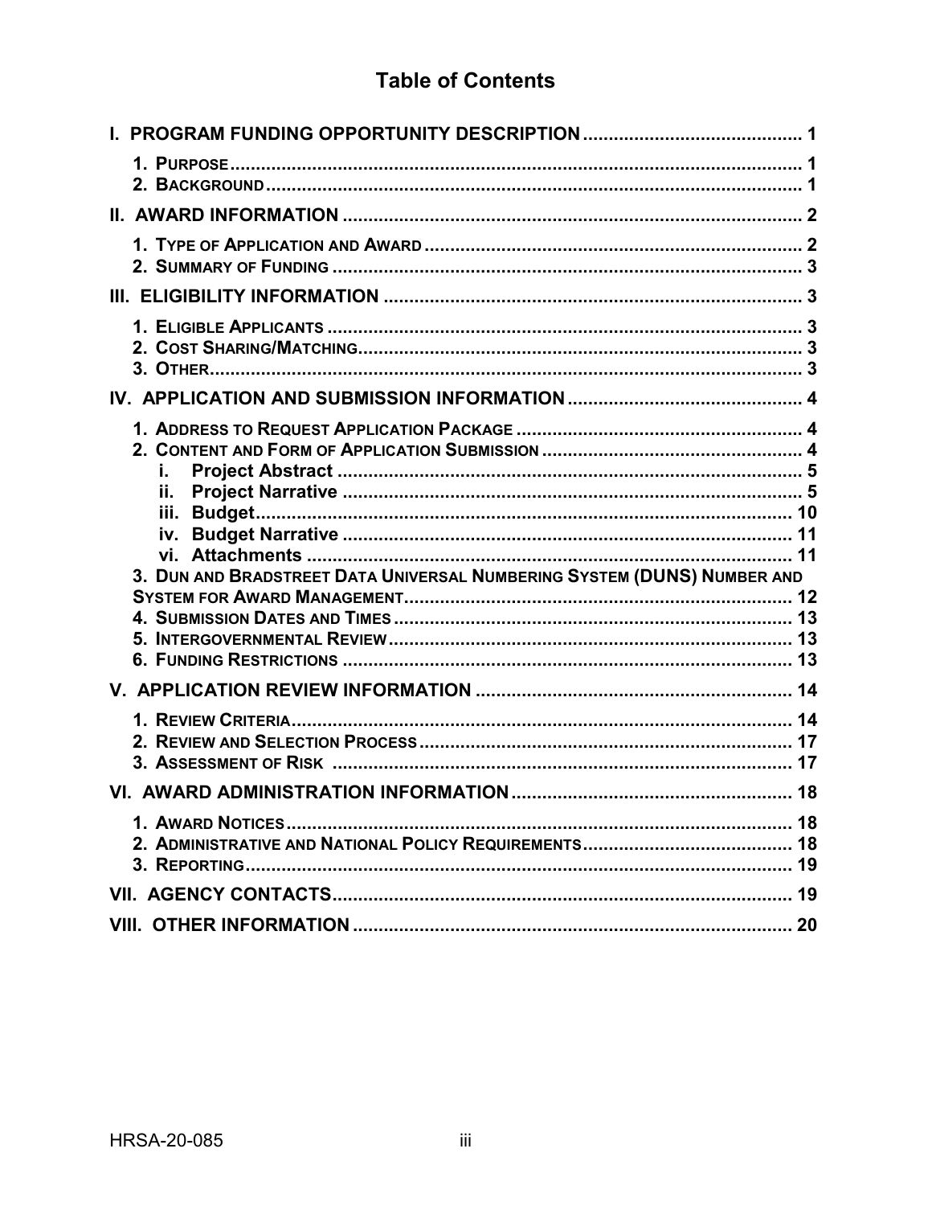# Table of Contents

**I. PROGRAM FUNDING OPPORTUNITY DESCRIPTION** .......... 1

- 1. PURPOSE .......... 1
- 2. BACKGROUND .......... 1

**II. AWARD INFORMATION** .......... 2

- 1. TYPE OF APPLICATION AND AWARD .......... 2
- 2. SUMMARY OF FUNDING .......... 3

**III. ELIGIBILITY INFORMATION** .......... 3

- 1. ELIGIBLE APPLICANTS .......... 3
- 2. COST SHARING/MATCHING .......... 3
- 3. OTHER .......... 3

**IV. APPLICATION AND SUBMISSION INFORMATION** .......... 4

- 1. ADDRESS TO REQUEST APPLICATION PACKAGE .......... 4
- 2. CONTENT AND FORM OF APPLICATION SUBMISSION .......... 4
  - i. Project Abstract .......... 5
  - ii. Project Narrative .......... 5
  - iii. Budget .......... 10
  - iv. Budget Narrative .......... 11
  - vi. Attachments .......... 11
- 3. DUN AND BRADSTREET DATA UNIVERSAL NUMBERING SYSTEM (DUNS) NUMBER AND SYSTEM FOR AWARD MANAGEMENT .......... 12
- 4. SUBMISSION DATES AND TIMES .......... 13
- 5. INTERGOVERNMENTAL REVIEW .......... 13
- 6. FUNDING RESTRICTIONS .......... 13

**V. APPLICATION REVIEW INFORMATION** .......... 14

- 1. REVIEW CRITERIA .......... 14
- 2. REVIEW AND SELECTION PROCESS .......... 17
- 3. ASSESSMENT OF RISK .......... 17

**VI. AWARD ADMINISTRATION INFORMATION** .......... 18

- 1. AWARD NOTICES .......... 18
- 2. ADMINISTRATIVE AND NATIONAL POLICY REQUIREMENTS .......... 18
- 3. REPORTING .......... 19

**VII. AGENCY CONTACTS** .......... 19

**VIII. OTHER INFORMATION** .......... 20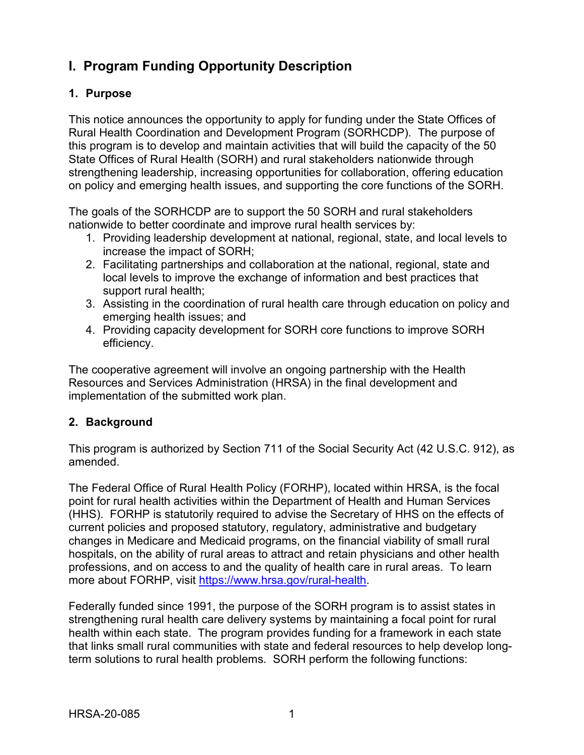# I. Program Funding Opportunity Description

## 1. Purpose

This notice announces the opportunity to apply for funding under the State Offices of Rural Health Coordination and Development Program (SORHCDP). The purpose of this program is to develop and maintain activities that will build the capacity of the 50 State Offices of Rural Health (SORH) and rural stakeholders nationwide through strengthening leadership, increasing opportunities for collaboration, offering education on policy and emerging health issues, and supporting the core functions of the SORH.

The goals of the SORHCDP are to support the 50 SORH and rural stakeholders nationwide to better coordinate and improve rural health services by:

1. Providing leadership development at national, regional, state, and local levels to increase the impact of SORH;
2. Facilitating partnerships and collaboration at the national, regional, state and local levels to improve the exchange of information and best practices that support rural health;
3. Assisting in the coordination of rural health care through education on policy and emerging health issues; and
4. Providing capacity development for SORH core functions to improve SORH efficiency.

The cooperative agreement will involve an ongoing partnership with the Health Resources and Services Administration (HRSA) in the final development and implementation of the submitted work plan.

## 2. Background

This program is authorized by Section 711 of the Social Security Act (42 U.S.C. 912), as amended.

The Federal Office of Rural Health Policy (FORHP), located within HRSA, is the focal point for rural health activities within the Department of Health and Human Services (HHS). FORHP is statutorily required to advise the Secretary of HHS on the effects of current policies and proposed statutory, regulatory, administrative and budgetary changes in Medicare and Medicaid programs, on the financial viability of small rural hospitals, on the ability of rural areas to attract and retain physicians and other health professions, and on access to and the quality of health care in rural areas. To learn more about FORHP, visit https://www.hrsa.gov/rural-health.

Federally funded since 1991, the purpose of the SORH program is to assist states in strengthening rural health care delivery systems by maintaining a focal point for rural health within each state. The program provides funding for a framework in each state that links small rural communities with state and federal resources to help develop long-term solutions to rural health problems. SORH perform the following functions: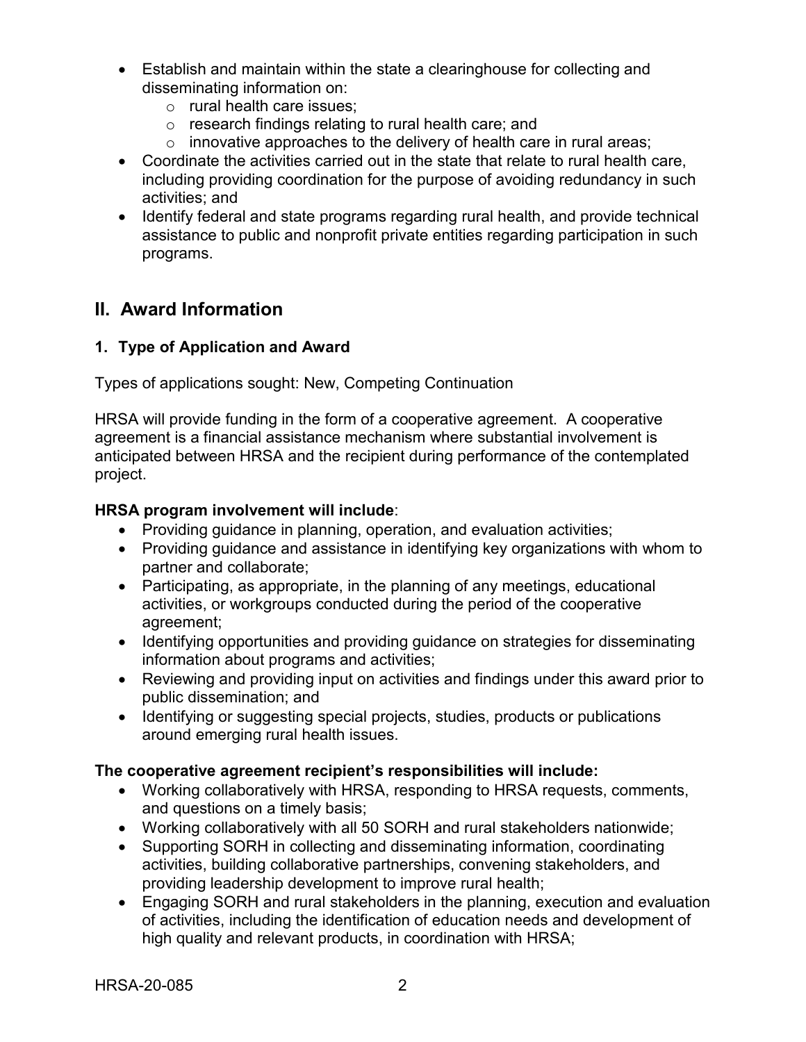- Establish and maintain within the state a clearinghouse for collecting and disseminating information on:
    - rural health care issues;
    - research findings relating to rural health care; and
    - innovative approaches to the delivery of health care in rural areas;
- Coordinate the activities carried out in the state that relate to rural health care, including providing coordination for the purpose of avoiding redundancy in such activities; and
- Identify federal and state programs regarding rural health, and provide technical assistance to public and nonprofit private entities regarding participation in such programs.

## II. Award Information

### 1. Type of Application and Award

Types of applications sought: New, Competing Continuation

HRSA will provide funding in the form of a cooperative agreement. A cooperative agreement is a financial assistance mechanism where substantial involvement is anticipated between HRSA and the recipient during performance of the contemplated project.

**HRSA program involvement will include**:

- Providing guidance in planning, operation, and evaluation activities;
- Providing guidance and assistance in identifying key organizations with whom to partner and collaborate;
- Participating, as appropriate, in the planning of any meetings, educational activities, or workgroups conducted during the period of the cooperative agreement;
- Identifying opportunities and providing guidance on strategies for disseminating information about programs and activities;
- Reviewing and providing input on activities and findings under this award prior to public dissemination; and
- Identifying or suggesting special projects, studies, products or publications around emerging rural health issues.

**The cooperative agreement recipient's responsibilities will include:**

- Working collaboratively with HRSA, responding to HRSA requests, comments, and questions on a timely basis;
- Working collaboratively with all 50 SORH and rural stakeholders nationwide;
- Supporting SORH in collecting and disseminating information, coordinating activities, building collaborative partnerships, convening stakeholders, and providing leadership development to improve rural health;
- Engaging SORH and rural stakeholders in the planning, execution and evaluation of activities, including the identification of education needs and development of high quality and relevant products, in coordination with HRSA;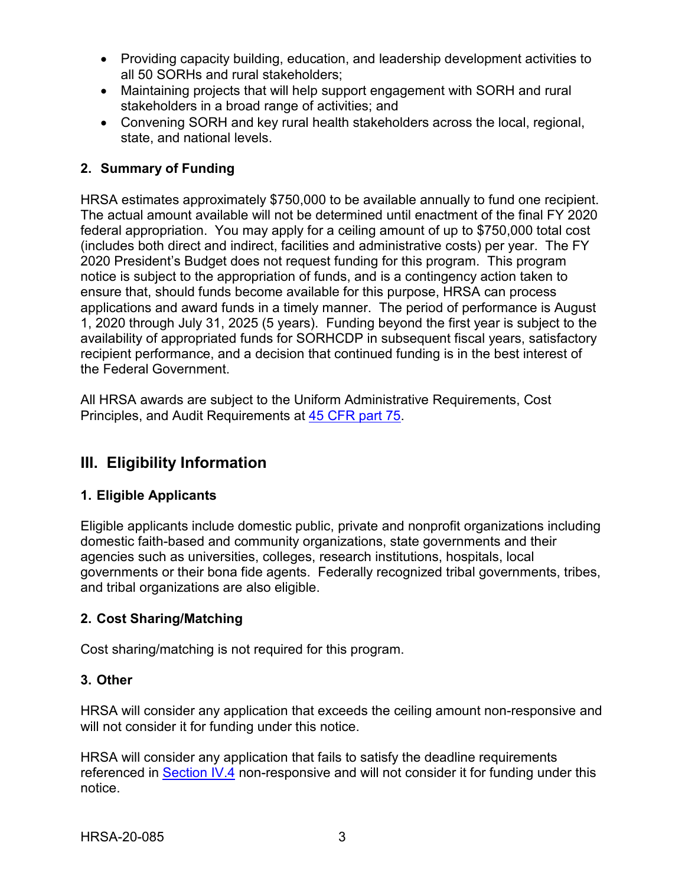- Providing capacity building, education, and leadership development activities to all 50 SORHs and rural stakeholders;
- Maintaining projects that will help support engagement with SORH and rural stakeholders in a broad range of activities; and
- Convening SORH and key rural health stakeholders across the local, regional, state, and national levels.

### 2. Summary of Funding

HRSA estimates approximately $750,000 to be available annually to fund one recipient. The actual amount available will not be determined until enactment of the final FY 2020 federal appropriation. You may apply for a ceiling amount of up to $750,000 total cost (includes both direct and indirect, facilities and administrative costs) per year. The FY 2020 President's Budget does not request funding for this program. This program notice is subject to the appropriation of funds, and is a contingency action taken to ensure that, should funds become available for this purpose, HRSA can process applications and award funds in a timely manner. The period of performance is August 1, 2020 through July 31, 2025 (5 years). Funding beyond the first year is subject to the availability of appropriated funds for SORHCDP in subsequent fiscal years, satisfactory recipient performance, and a decision that continued funding is in the best interest of the Federal Government.

All HRSA awards are subject to the Uniform Administrative Requirements, Cost Principles, and Audit Requirements at 45 CFR part 75.

## III. Eligibility Information

### 1. Eligible Applicants

Eligible applicants include domestic public, private and nonprofit organizations including domestic faith-based and community organizations, state governments and their agencies such as universities, colleges, research institutions, hospitals, local governments or their bona fide agents. Federally recognized tribal governments, tribes, and tribal organizations are also eligible.

### 2. Cost Sharing/Matching

Cost sharing/matching is not required for this program.

### 3. Other

HRSA will consider any application that exceeds the ceiling amount non-responsive and will not consider it for funding under this notice.

HRSA will consider any application that fails to satisfy the deadline requirements referenced in Section IV.4 non-responsive and will not consider it for funding under this notice.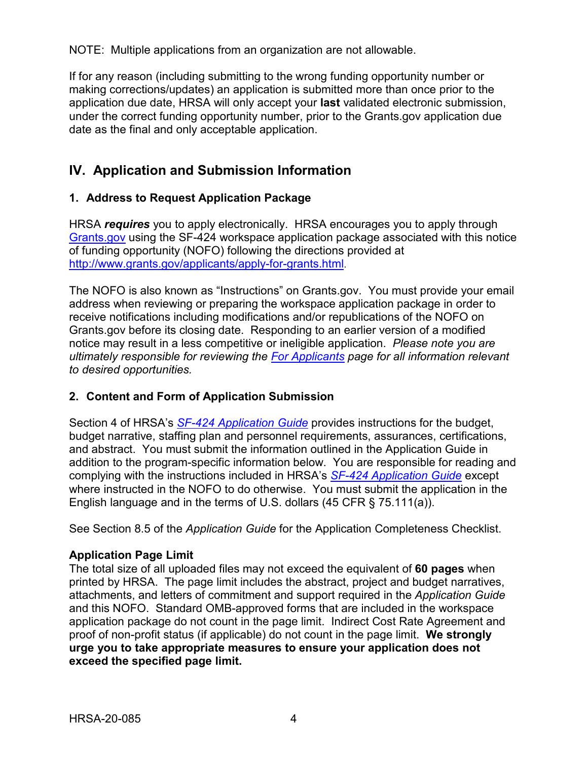NOTE: Multiple applications from an organization are not allowable.

If for any reason (including submitting to the wrong funding opportunity number or making corrections/updates) an application is submitted more than once prior to the application due date, HRSA will only accept your **last** validated electronic submission, under the correct funding opportunity number, prior to the Grants.gov application due date as the final and only acceptable application.

## IV. Application and Submission Information

### 1. Address to Request Application Package

HRSA ***requires*** you to apply electronically. HRSA encourages you to apply through [Grants.gov](Grants.gov) using the SF-424 workspace application package associated with this notice of funding opportunity (NOFO) following the directions provided at [http://www.grants.gov/applicants/apply-for-grants.html](http://www.grants.gov/applicants/apply-for-grants.html).

The NOFO is also known as "Instructions" on Grants.gov. You must provide your email address when reviewing or preparing the workspace application package in order to receive notifications including modifications and/or republications of the NOFO on Grants.gov before its closing date. Responding to an earlier version of a modified notice may result in a less competitive or ineligible application. *Please note you are ultimately responsible for reviewing the For Applicants page for all information relevant to desired opportunities.*

### 2. Content and Form of Application Submission

Section 4 of HRSA's *SF-424 Application Guide* provides instructions for the budget, budget narrative, staffing plan and personnel requirements, assurances, certifications, and abstract. You must submit the information outlined in the Application Guide in addition to the program-specific information below. You are responsible for reading and complying with the instructions included in HRSA's *SF-424 Application Guide* except where instructed in the NOFO to do otherwise. You must submit the application in the English language and in the terms of U.S. dollars (45 CFR § 75.111(a)).

See Section 8.5 of the *Application Guide* for the Application Completeness Checklist.

**Application Page Limit**
The total size of all uploaded files may not exceed the equivalent of **60 pages** when printed by HRSA. The page limit includes the abstract, project and budget narratives, attachments, and letters of commitment and support required in the *Application Guide* and this NOFO. Standard OMB-approved forms that are included in the workspace application package do not count in the page limit. Indirect Cost Rate Agreement and proof of non-profit status (if applicable) do not count in the page limit. **We strongly urge you to take appropriate measures to ensure your application does not exceed the specified page limit.**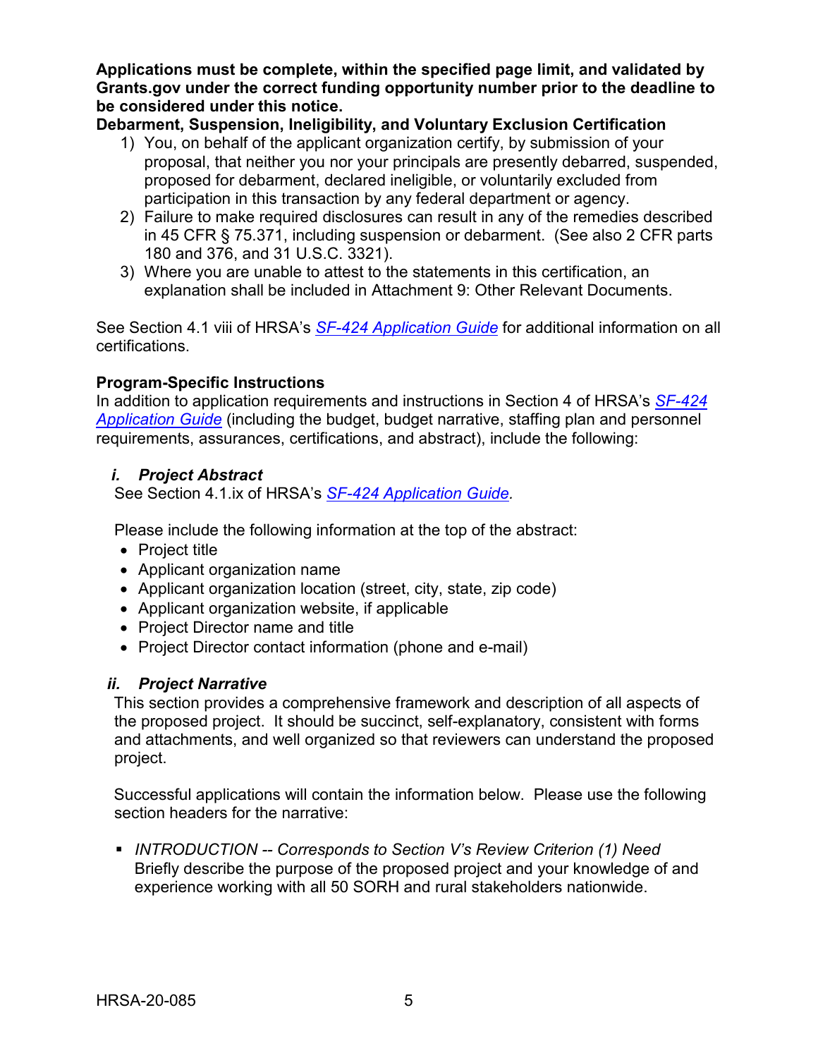**Applications must be complete, within the specified page limit, and validated by Grants.gov under the correct funding opportunity number prior to the deadline to be considered under this notice.**

**Debarment, Suspension, Ineligibility, and Voluntary Exclusion Certification**

1) You, on behalf of the applicant organization certify, by submission of your proposal, that neither you nor your principals are presently debarred, suspended, proposed for debarment, declared ineligible, or voluntarily excluded from participation in this transaction by any federal department or agency.
2) Failure to make required disclosures can result in any of the remedies described in 45 CFR § 75.371, including suspension or debarment. (See also 2 CFR parts 180 and 376, and 31 U.S.C. 3321).
3) Where you are unable to attest to the statements in this certification, an explanation shall be included in Attachment 9: Other Relevant Documents.

See Section 4.1 viii of HRSA's *SF-424 Application Guide* for additional information on all certifications.

**Program-Specific Instructions**

In addition to application requirements and instructions in Section 4 of HRSA's *SF-424 Application Guide* (including the budget, budget narrative, staffing plan and personnel requirements, assurances, certifications, and abstract), include the following:

### *i. Project Abstract*

See Section 4.1.ix of HRSA's *SF-424 Application Guide.*

Please include the following information at the top of the abstract:

- Project title
- Applicant organization name
- Applicant organization location (street, city, state, zip code)
- Applicant organization website, if applicable
- Project Director name and title
- Project Director contact information (phone and e-mail)

### *ii. Project Narrative*

This section provides a comprehensive framework and description of all aspects of the proposed project. It should be succinct, self-explanatory, consistent with forms and attachments, and well organized so that reviewers can understand the proposed project.

Successful applications will contain the information below. Please use the following section headers for the narrative:

- *INTRODUCTION -- Corresponds to Section V's Review Criterion (1) Need*
  Briefly describe the purpose of the proposed project and your knowledge of and experience working with all 50 SORH and rural stakeholders nationwide.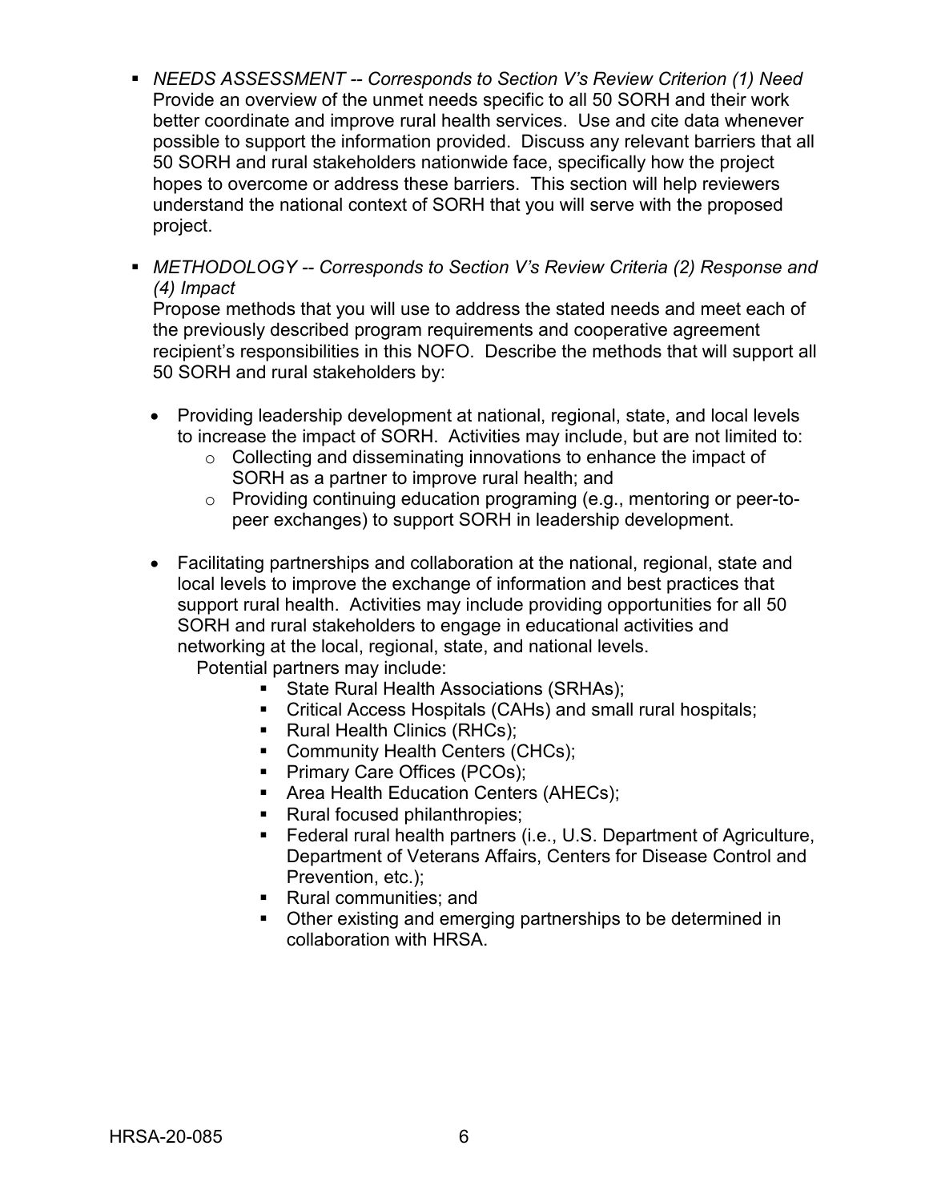- *NEEDS ASSESSMENT -- Corresponds to Section V's Review Criterion (1) Need* Provide an overview of the unmet needs specific to all 50 SORH and their work better coordinate and improve rural health services. Use and cite data whenever possible to support the information provided. Discuss any relevant barriers that all 50 SORH and rural stakeholders nationwide face, specifically how the project hopes to overcome or address these barriers. This section will help reviewers understand the national context of SORH that you will serve with the proposed project.

- *METHODOLOGY -- Corresponds to Section V's Review Criteria (2) Response and (4) Impact*
  Propose methods that you will use to address the stated needs and meet each of the previously described program requirements and cooperative agreement recipient's responsibilities in this NOFO. Describe the methods that will support all 50 SORH and rural stakeholders by:

  - Providing leadership development at national, regional, state, and local levels to increase the impact of SORH. Activities may include, but are not limited to:
    - Collecting and disseminating innovations to enhance the impact of SORH as a partner to improve rural health; and
    - Providing continuing education programing (e.g., mentoring or peer-to-peer exchanges) to support SORH in leadership development.

  - Facilitating partnerships and collaboration at the national, regional, state and local levels to improve the exchange of information and best practices that support rural health. Activities may include providing opportunities for all 50 SORH and rural stakeholders to engage in educational activities and networking at the local, regional, state, and national levels.
    Potential partners may include:
      - State Rural Health Associations (SRHAs);
      - Critical Access Hospitals (CAHs) and small rural hospitals;
      - Rural Health Clinics (RHCs);
      - Community Health Centers (CHCs);
      - Primary Care Offices (PCOs);
      - Area Health Education Centers (AHECs);
      - Rural focused philanthropies;
      - Federal rural health partners (i.e., U.S. Department of Agriculture, Department of Veterans Affairs, Centers for Disease Control and Prevention, etc.);
      - Rural communities; and
      - Other existing and emerging partnerships to be determined in collaboration with HRSA.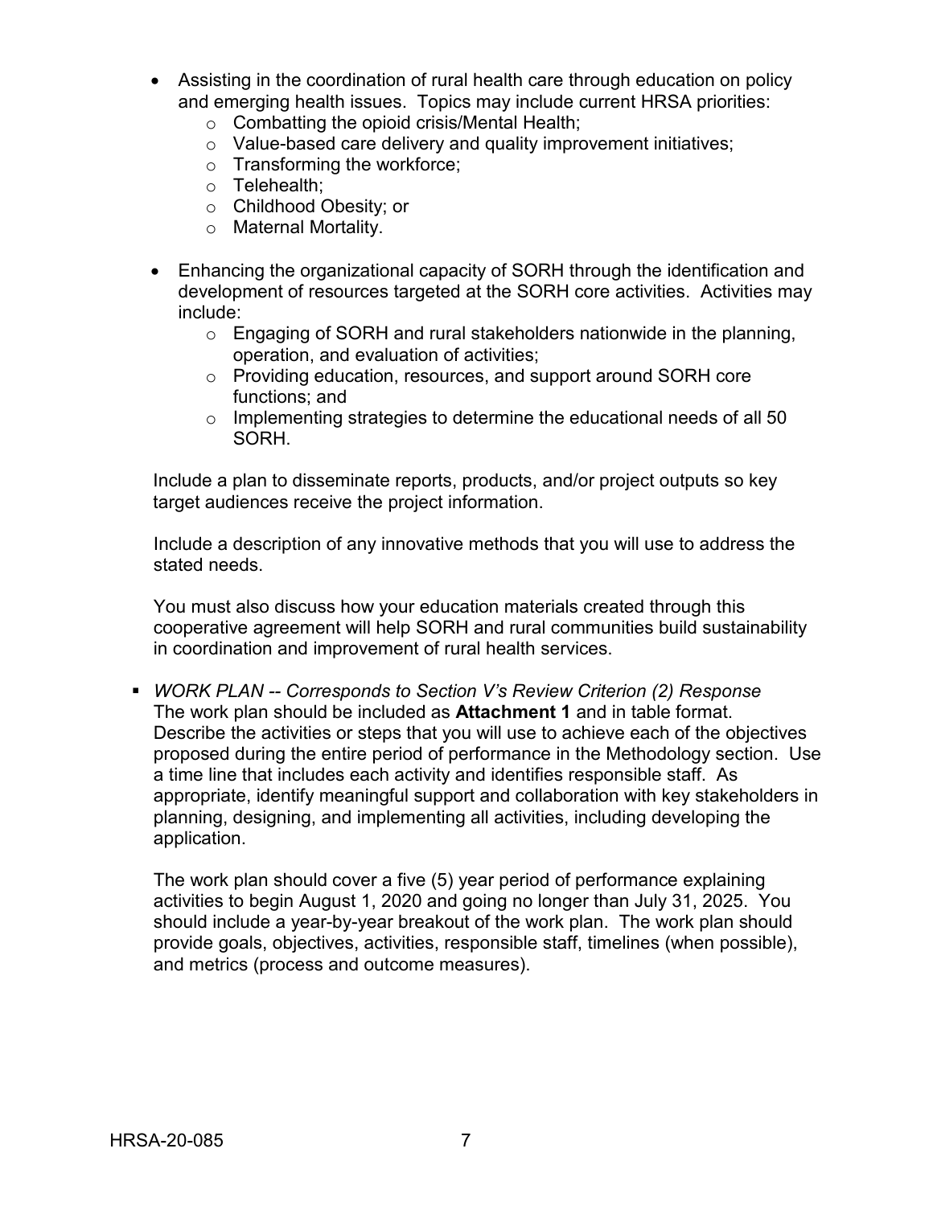- Assisting in the coordination of rural health care through education on policy and emerging health issues. Topics may include current HRSA priorities:
  - Combatting the opioid crisis/Mental Health;
  - Value-based care delivery and quality improvement initiatives;
  - Transforming the workforce;
  - Telehealth;
  - Childhood Obesity; or
  - Maternal Mortality.

- Enhancing the organizational capacity of SORH through the identification and development of resources targeted at the SORH core activities. Activities may include:
  - Engaging of SORH and rural stakeholders nationwide in the planning, operation, and evaluation of activities;
  - Providing education, resources, and support around SORH core functions; and
  - Implementing strategies to determine the educational needs of all 50 SORH.

Include a plan to disseminate reports, products, and/or project outputs so key target audiences receive the project information.

Include a description of any innovative methods that you will use to address the stated needs.

You must also discuss how your education materials created through this cooperative agreement will help SORH and rural communities build sustainability in coordination and improvement of rural health services.

- *WORK PLAN -- Corresponds to Section V's Review Criterion (2) Response*
  The work plan should be included as **Attachment 1** and in table format. Describe the activities or steps that you will use to achieve each of the objectives proposed during the entire period of performance in the Methodology section. Use a time line that includes each activity and identifies responsible staff. As appropriate, identify meaningful support and collaboration with key stakeholders in planning, designing, and implementing all activities, including developing the application.

  The work plan should cover a five (5) year period of performance explaining activities to begin August 1, 2020 and going no longer than July 31, 2025. You should include a year-by-year breakout of the work plan. The work plan should provide goals, objectives, activities, responsible staff, timelines (when possible), and metrics (process and outcome measures).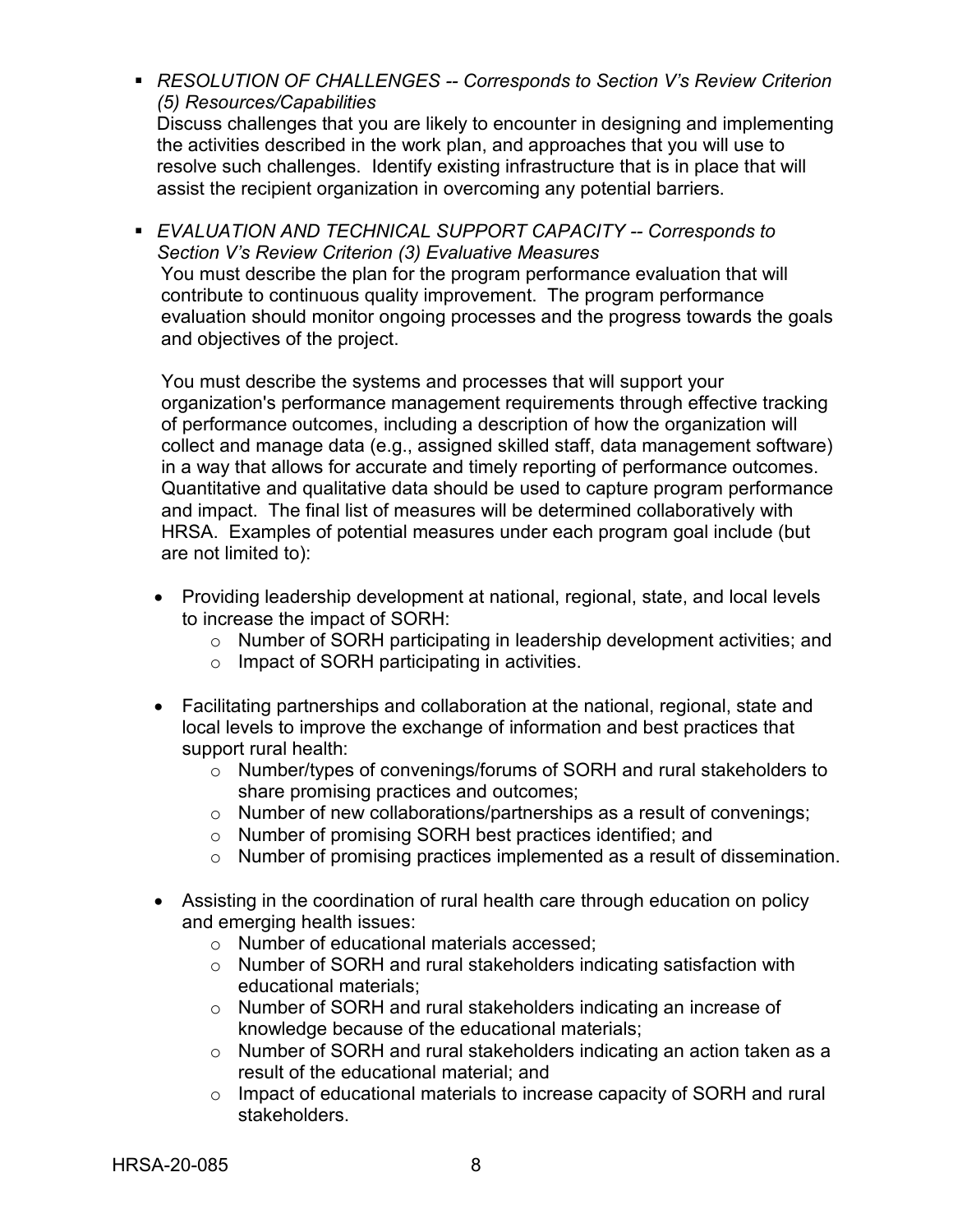- *RESOLUTION OF CHALLENGES -- Corresponds to Section V's Review Criterion (5) Resources/Capabilities*
  Discuss challenges that you are likely to encounter in designing and implementing the activities described in the work plan, and approaches that you will use to resolve such challenges. Identify existing infrastructure that is in place that will assist the recipient organization in overcoming any potential barriers.

- *EVALUATION AND TECHNICAL SUPPORT CAPACITY -- Corresponds to Section V's Review Criterion (3) Evaluative Measures*
  You must describe the plan for the program performance evaluation that will contribute to continuous quality improvement. The program performance evaluation should monitor ongoing processes and the progress towards the goals and objectives of the project.

  You must describe the systems and processes that will support your organization's performance management requirements through effective tracking of performance outcomes, including a description of how the organization will collect and manage data (e.g., assigned skilled staff, data management software) in a way that allows for accurate and timely reporting of performance outcomes. Quantitative and qualitative data should be used to capture program performance and impact. The final list of measures will be determined collaboratively with HRSA. Examples of potential measures under each program goal include (but are not limited to):

  - Providing leadership development at national, regional, state, and local levels to increase the impact of SORH:
    - Number of SORH participating in leadership development activities; and
    - Impact of SORH participating in activities.

  - Facilitating partnerships and collaboration at the national, regional, state and local levels to improve the exchange of information and best practices that support rural health:
    - Number/types of convenings/forums of SORH and rural stakeholders to share promising practices and outcomes;
    - Number of new collaborations/partnerships as a result of convenings;
    - Number of promising SORH best practices identified; and
    - Number of promising practices implemented as a result of dissemination.

  - Assisting in the coordination of rural health care through education on policy and emerging health issues:
    - Number of educational materials accessed;
    - Number of SORH and rural stakeholders indicating satisfaction with educational materials;
    - Number of SORH and rural stakeholders indicating an increase of knowledge because of the educational materials;
    - Number of SORH and rural stakeholders indicating an action taken as a result of the educational material; and
    - Impact of educational materials to increase capacity of SORH and rural stakeholders.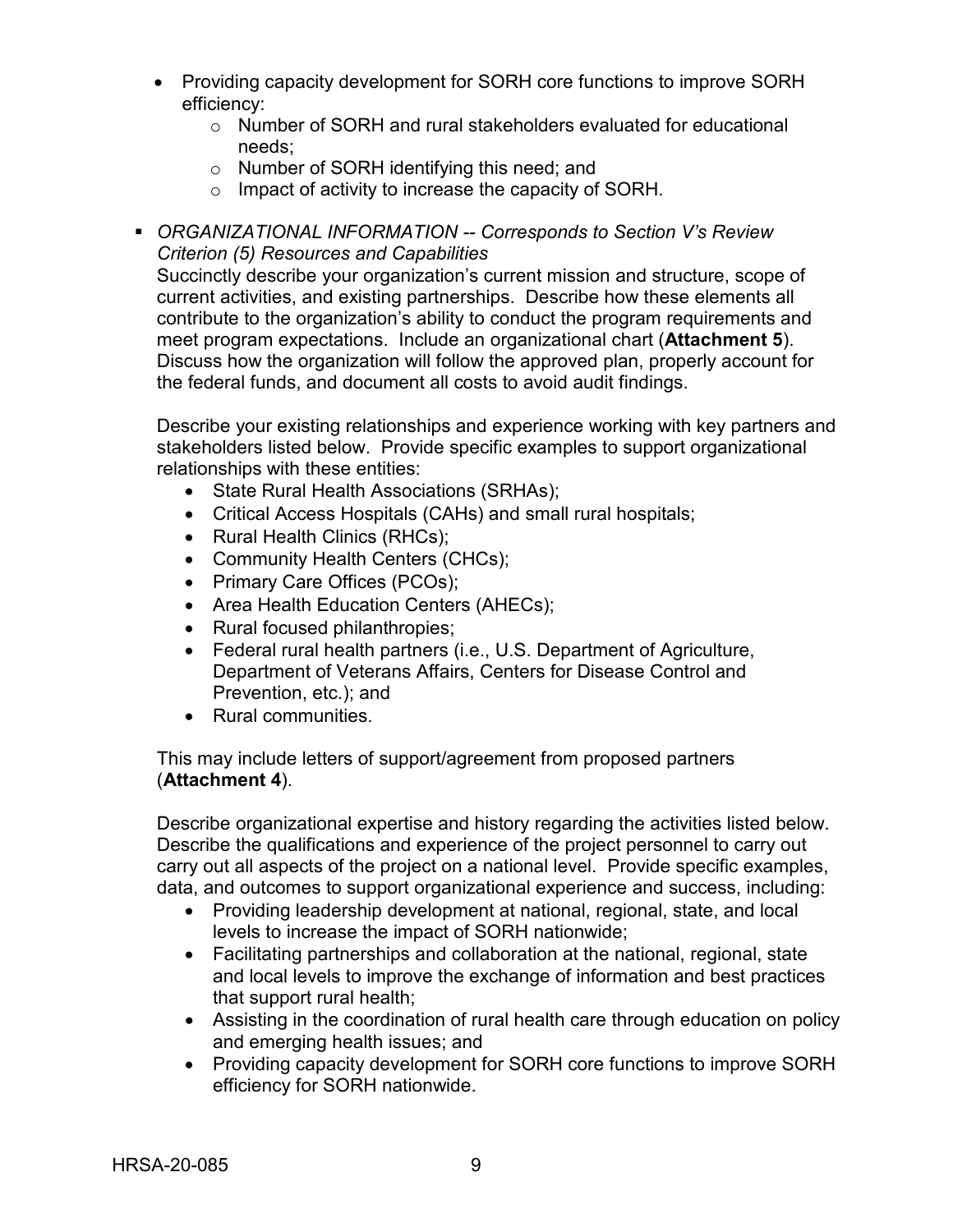- Providing capacity development for SORH core functions to improve SORH efficiency:
  - Number of SORH and rural stakeholders evaluated for educational needs;
  - Number of SORH identifying this need; and
  - Impact of activity to increase the capacity of SORH.

- *ORGANIZATIONAL INFORMATION -- Corresponds to Section V's Review Criterion (5) Resources and Capabilities*

  Succinctly describe your organization's current mission and structure, scope of current activities, and existing partnerships. Describe how these elements all contribute to the organization's ability to conduct the program requirements and meet program expectations. Include an organizational chart (**Attachment 5**). Discuss how the organization will follow the approved plan, properly account for the federal funds, and document all costs to avoid audit findings.

  Describe your existing relationships and experience working with key partners and stakeholders listed below. Provide specific examples to support organizational relationships with these entities:

  - State Rural Health Associations (SRHAs);
  - Critical Access Hospitals (CAHs) and small rural hospitals;
  - Rural Health Clinics (RHCs);
  - Community Health Centers (CHCs);
  - Primary Care Offices (PCOs);
  - Area Health Education Centers (AHECs);
  - Rural focused philanthropies;
  - Federal rural health partners (i.e., U.S. Department of Agriculture, Department of Veterans Affairs, Centers for Disease Control and Prevention, etc.); and
  - Rural communities.

  This may include letters of support/agreement from proposed partners (**Attachment 4**).

  Describe organizational expertise and history regarding the activities listed below. Describe the qualifications and experience of the project personnel to carry out carry out all aspects of the project on a national level. Provide specific examples, data, and outcomes to support organizational experience and success, including:

  - Providing leadership development at national, regional, state, and local levels to increase the impact of SORH nationwide;
  - Facilitating partnerships and collaboration at the national, regional, state and local levels to improve the exchange of information and best practices that support rural health;
  - Assisting in the coordination of rural health care through education on policy and emerging health issues; and
  - Providing capacity development for SORH core functions to improve SORH efficiency for SORH nationwide.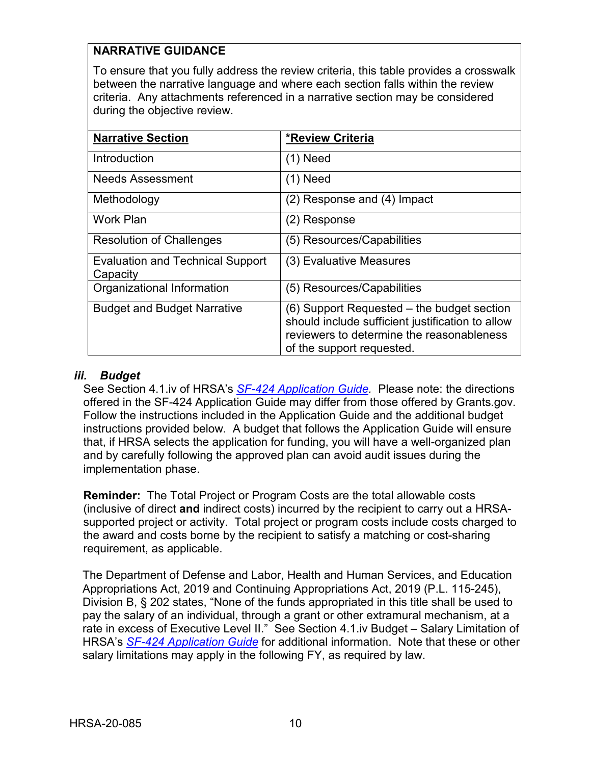**NARRATIVE GUIDANCE**

To ensure that you fully address the review criteria, this table provides a crosswalk between the narrative language and where each section falls within the review criteria. Any attachments referenced in a narrative section may be considered during the objective review.

| **Narrative Section** | ***Review Criteria** |
|---|---|
| Introduction | (1) Need |
| Needs Assessment | (1) Need |
| Methodology | (2) Response and (4) Impact |
| Work Plan | (2) Response |
| Resolution of Challenges | (5) Resources/Capabilities |
| Evaluation and Technical Support Capacity | (3) Evaluative Measures |
| Organizational Information | (5) Resources/Capabilities |
| Budget and Budget Narrative | (6) Support Requested – the budget section should include sufficient justification to allow reviewers to determine the reasonableness of the support requested. |

### *iii. Budget*

See Section 4.1.iv of HRSA's *SF-424 Application Guide*. Please note: the directions offered in the SF-424 Application Guide may differ from those offered by Grants.gov. Follow the instructions included in the Application Guide and the additional budget instructions provided below. A budget that follows the Application Guide will ensure that, if HRSA selects the application for funding, you will have a well-organized plan and by carefully following the approved plan can avoid audit issues during the implementation phase.

**Reminder:** The Total Project or Program Costs are the total allowable costs (inclusive of direct **and** indirect costs) incurred by the recipient to carry out a HRSA-supported project or activity. Total project or program costs include costs charged to the award and costs borne by the recipient to satisfy a matching or cost-sharing requirement, as applicable.

The Department of Defense and Labor, Health and Human Services, and Education Appropriations Act, 2019 and Continuing Appropriations Act, 2019 (P.L. 115-245), Division B, § 202 states, "None of the funds appropriated in this title shall be used to pay the salary of an individual, through a grant or other extramural mechanism, at a rate in excess of Executive Level II." See Section 4.1.iv Budget – Salary Limitation of HRSA's *SF-424 Application Guide* for additional information. Note that these or other salary limitations may apply in the following FY, as required by law.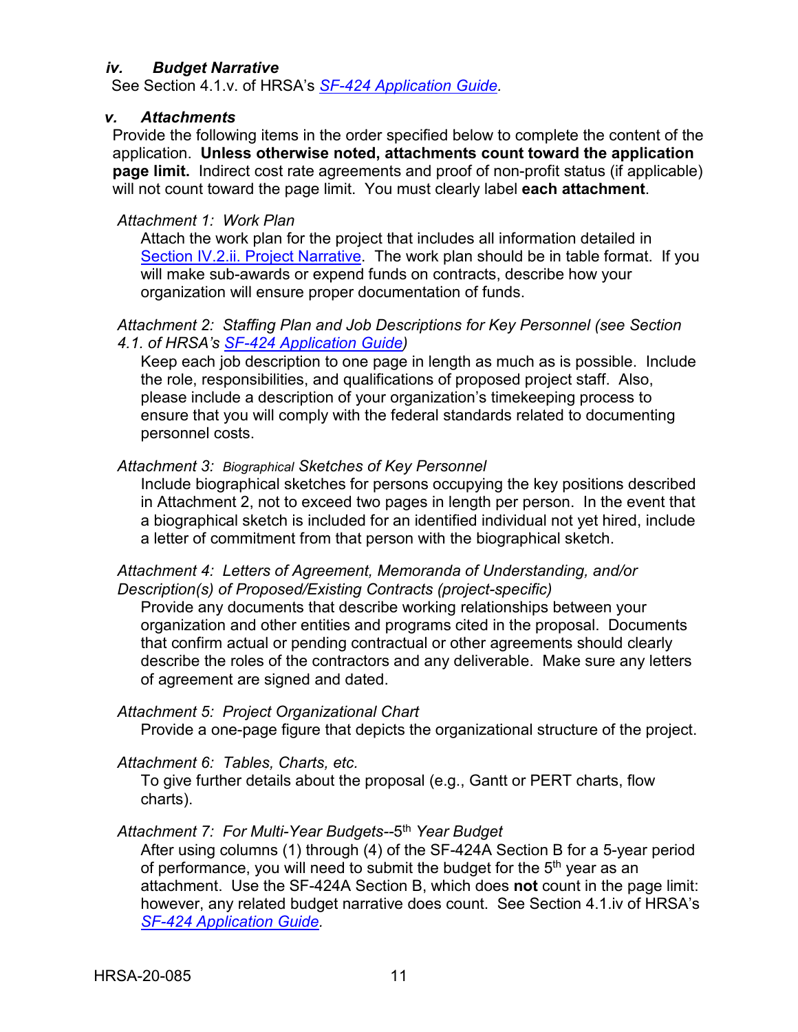#### *iv. Budget Narrative*

See Section 4.1.v. of HRSA's *SF-424 Application Guide*.

#### *v. Attachments*

Provide the following items in the order specified below to complete the content of the application. **Unless otherwise noted, attachments count toward the application page limit.** Indirect cost rate agreements and proof of non-profit status (if applicable) will not count toward the page limit. You must clearly label **each attachment**.

*Attachment 1: Work Plan*

Attach the work plan for the project that includes all information detailed in Section IV.2.ii. Project Narrative. The work plan should be in table format. If you will make sub-awards or expend funds on contracts, describe how your organization will ensure proper documentation of funds.

*Attachment 2: Staffing Plan and Job Descriptions for Key Personnel (see Section 4.1. of HRSA's SF-424 Application Guide)*

Keep each job description to one page in length as much as is possible. Include the role, responsibilities, and qualifications of proposed project staff. Also, please include a description of your organization's timekeeping process to ensure that you will comply with the federal standards related to documenting personnel costs.

*Attachment 3: Biographical Sketches of Key Personnel*

Include biographical sketches for persons occupying the key positions described in Attachment 2, not to exceed two pages in length per person. In the event that a biographical sketch is included for an identified individual not yet hired, include a letter of commitment from that person with the biographical sketch.

*Attachment 4: Letters of Agreement, Memoranda of Understanding, and/or Description(s) of Proposed/Existing Contracts (project-specific)*

Provide any documents that describe working relationships between your organization and other entities and programs cited in the proposal. Documents that confirm actual or pending contractual or other agreements should clearly describe the roles of the contractors and any deliverable. Make sure any letters of agreement are signed and dated.

*Attachment 5: Project Organizational Chart*

Provide a one-page figure that depicts the organizational structure of the project.

*Attachment 6: Tables, Charts, etc.*

To give further details about the proposal (e.g., Gantt or PERT charts, flow charts).

*Attachment 7: For Multi-Year Budgets--5th Year Budget*

After using columns (1) through (4) of the SF-424A Section B for a 5-year period of performance, you will need to submit the budget for the 5th year as an attachment. Use the SF-424A Section B, which does **not** count in the page limit: however, any related budget narrative does count. See Section 4.1.iv of HRSA's *SF-424 Application Guide*.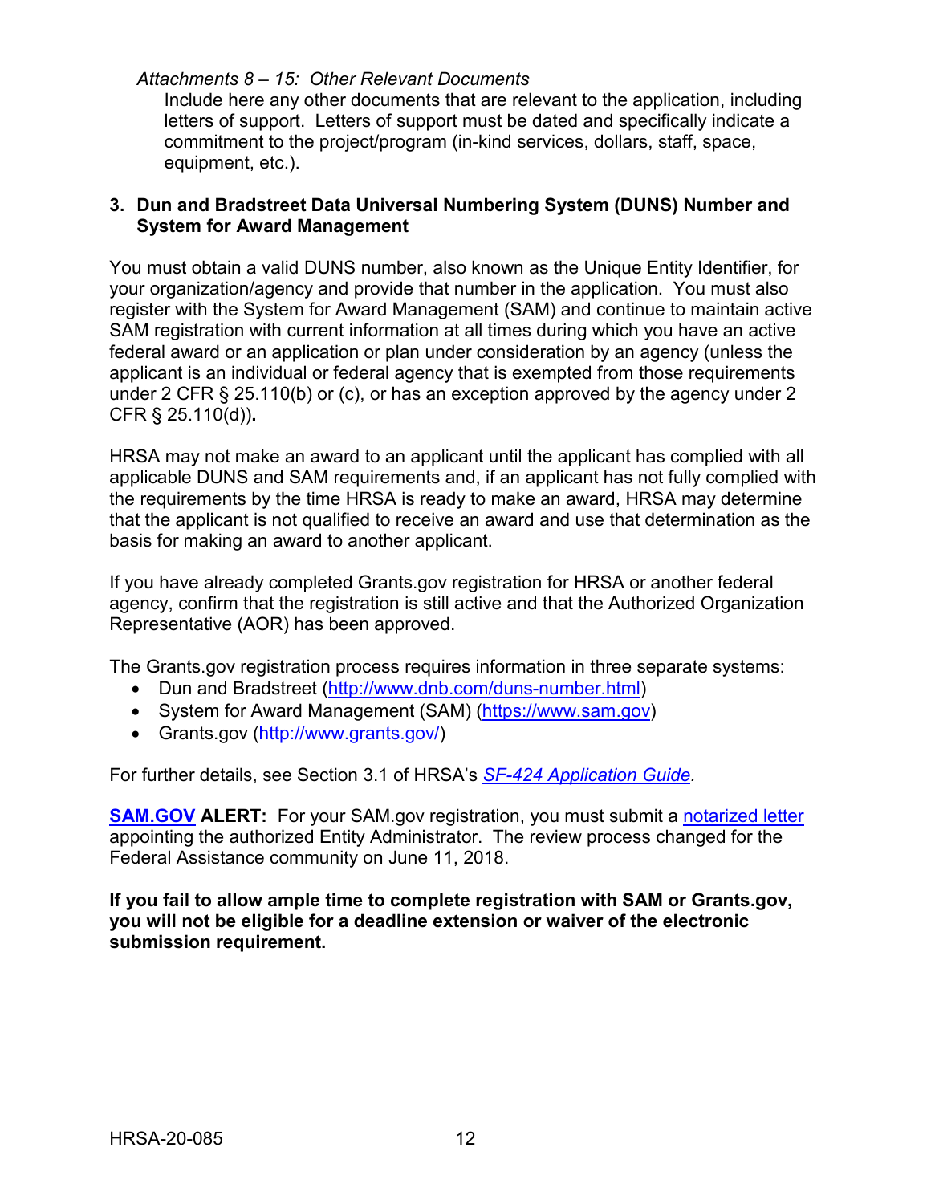*Attachments 8 – 15: Other Relevant Documents*

Include here any other documents that are relevant to the application, including letters of support. Letters of support must be dated and specifically indicate a commitment to the project/program (in-kind services, dollars, staff, space, equipment, etc.).

### 3. Dun and Bradstreet Data Universal Numbering System (DUNS) Number and System for Award Management

You must obtain a valid DUNS number, also known as the Unique Entity Identifier, for your organization/agency and provide that number in the application. You must also register with the System for Award Management (SAM) and continue to maintain active SAM registration with current information at all times during which you have an active federal award or an application or plan under consideration by an agency (unless the applicant is an individual or federal agency that is exempted from those requirements under 2 CFR § 25.110(b) or (c), or has an exception approved by the agency under 2 CFR § 25.110(d)).

HRSA may not make an award to an applicant until the applicant has complied with all applicable DUNS and SAM requirements and, if an applicant has not fully complied with the requirements by the time HRSA is ready to make an award, HRSA may determine that the applicant is not qualified to receive an award and use that determination as the basis for making an award to another applicant.

If you have already completed Grants.gov registration for HRSA or another federal agency, confirm that the registration is still active and that the Authorized Organization Representative (AOR) has been approved.

The Grants.gov registration process requires information in three separate systems:

- Dun and Bradstreet (http://www.dnb.com/duns-number.html)
- System for Award Management (SAM) (https://www.sam.gov)
- Grants.gov (http://www.grants.gov/)

For further details, see Section 3.1 of HRSA's *SF-424 Application Guide.*

**SAM.GOV ALERT:** For your SAM.gov registration, you must submit a notarized letter appointing the authorized Entity Administrator. The review process changed for the Federal Assistance community on June 11, 2018.

**If you fail to allow ample time to complete registration with SAM or Grants.gov, you will not be eligible for a deadline extension or waiver of the electronic submission requirement.**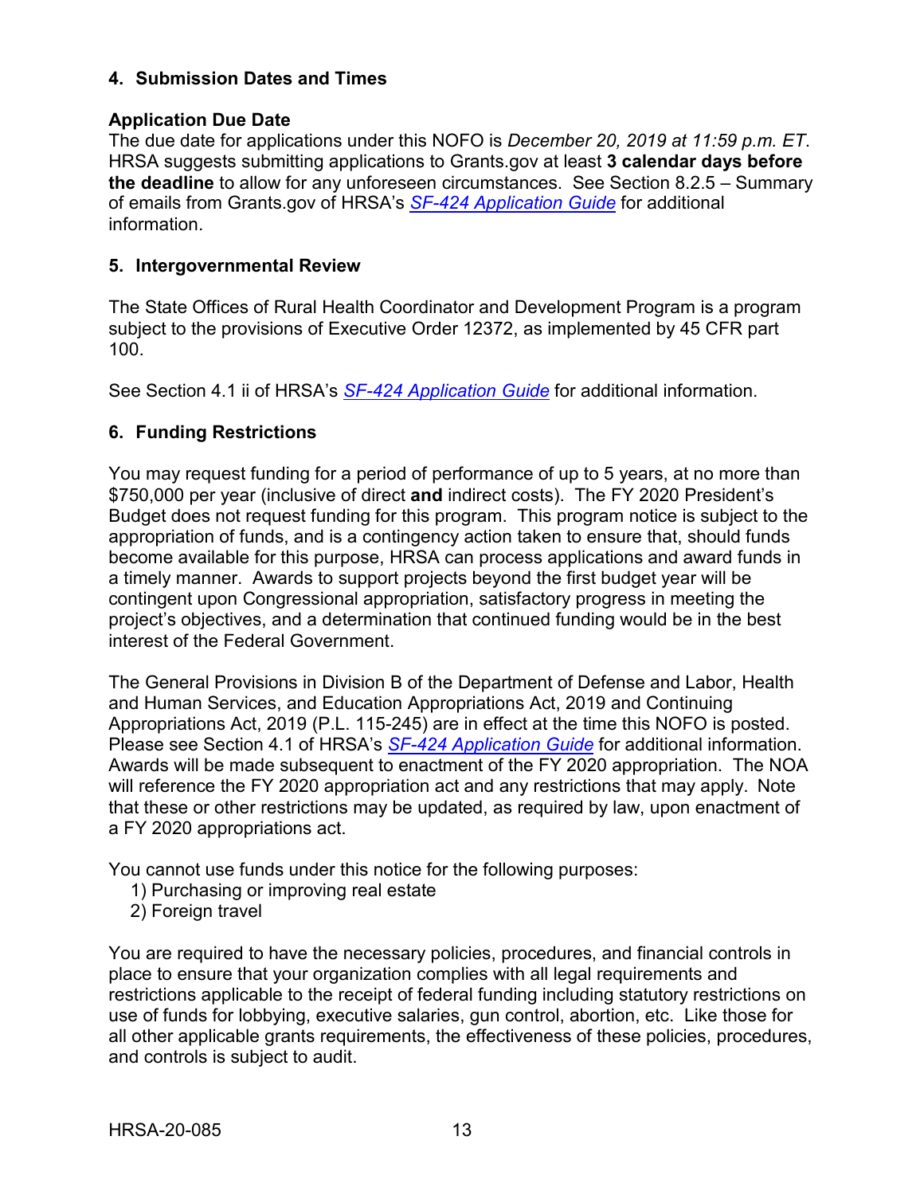### 4. Submission Dates and Times

**Application Due Date**
The due date for applications under this NOFO is *December 20, 2019 at 11:59 p.m. ET*. HRSA suggests submitting applications to Grants.gov at least **3 calendar days before the deadline** to allow for any unforeseen circumstances. See Section 8.2.5 – Summary of emails from Grants.gov of HRSA's *SF-424 Application Guide* for additional information.

### 5. Intergovernmental Review

The State Offices of Rural Health Coordinator and Development Program is a program subject to the provisions of Executive Order 12372, as implemented by 45 CFR part 100.

See Section 4.1 ii of HRSA's *SF-424 Application Guide* for additional information.

### 6. Funding Restrictions

You may request funding for a period of performance of up to 5 years, at no more than $750,000 per year (inclusive of direct **and** indirect costs). The FY 2020 President's Budget does not request funding for this program. This program notice is subject to the appropriation of funds, and is a contingency action taken to ensure that, should funds become available for this purpose, HRSA can process applications and award funds in a timely manner. Awards to support projects beyond the first budget year will be contingent upon Congressional appropriation, satisfactory progress in meeting the project's objectives, and a determination that continued funding would be in the best interest of the Federal Government.

The General Provisions in Division B of the Department of Defense and Labor, Health and Human Services, and Education Appropriations Act, 2019 and Continuing Appropriations Act, 2019 (P.L. 115-245) are in effect at the time this NOFO is posted. Please see Section 4.1 of HRSA's *SF-424 Application Guide* for additional information. Awards will be made subsequent to enactment of the FY 2020 appropriation. The NOA will reference the FY 2020 appropriation act and any restrictions that may apply. Note that these or other restrictions may be updated, as required by law, upon enactment of a FY 2020 appropriations act.

You cannot use funds under this notice for the following purposes:

1) Purchasing or improving real estate
2) Foreign travel

You are required to have the necessary policies, procedures, and financial controls in place to ensure that your organization complies with all legal requirements and restrictions applicable to the receipt of federal funding including statutory restrictions on use of funds for lobbying, executive salaries, gun control, abortion, etc. Like those for all other applicable grants requirements, the effectiveness of these policies, procedures, and controls is subject to audit.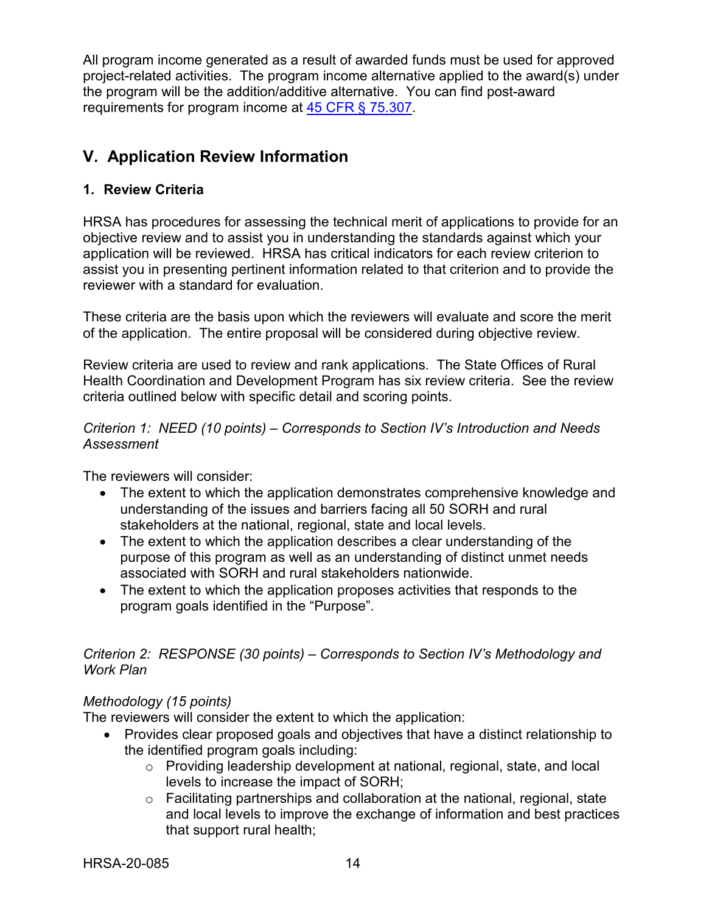All program income generated as a result of awarded funds must be used for approved project-related activities. The program income alternative applied to the award(s) under the program will be the addition/additive alternative. You can find post-award requirements for program income at [45 CFR § 75.307](https://www.ecfr.gov/cgi-bin/retrieveECFR?gp=1&SID=4d52364ec83fab994c665943dadf9cf7&ty=HTML&h=L&r=PART&n=pt45.1.75).

## V. Application Review Information

### 1. Review Criteria

HRSA has procedures for assessing the technical merit of applications to provide for an objective review and to assist you in understanding the standards against which your application will be reviewed. HRSA has critical indicators for each review criterion to assist you in presenting pertinent information related to that criterion and to provide the reviewer with a standard for evaluation.

These criteria are the basis upon which the reviewers will evaluate and score the merit of the application. The entire proposal will be considered during objective review.

Review criteria are used to review and rank applications. The State Offices of Rural Health Coordination and Development Program has six review criteria. See the review criteria outlined below with specific detail and scoring points.

*Criterion 1: NEED (10 points) – Corresponds to Section IV's Introduction and Needs Assessment*

The reviewers will consider:

- The extent to which the application demonstrates comprehensive knowledge and understanding of the issues and barriers facing all 50 SORH and rural stakeholders at the national, regional, state and local levels.
- The extent to which the application describes a clear understanding of the purpose of this program as well as an understanding of distinct unmet needs associated with SORH and rural stakeholders nationwide.
- The extent to which the application proposes activities that responds to the program goals identified in the "Purpose".

*Criterion 2: RESPONSE (30 points) – Corresponds to Section IV's Methodology and Work Plan*

*Methodology (15 points)*

The reviewers will consider the extent to which the application:

- Provides clear proposed goals and objectives that have a distinct relationship to the identified program goals including:
  - Providing leadership development at national, regional, state, and local levels to increase the impact of SORH;
  - Facilitating partnerships and collaboration at the national, regional, state and local levels to improve the exchange of information and best practices that support rural health;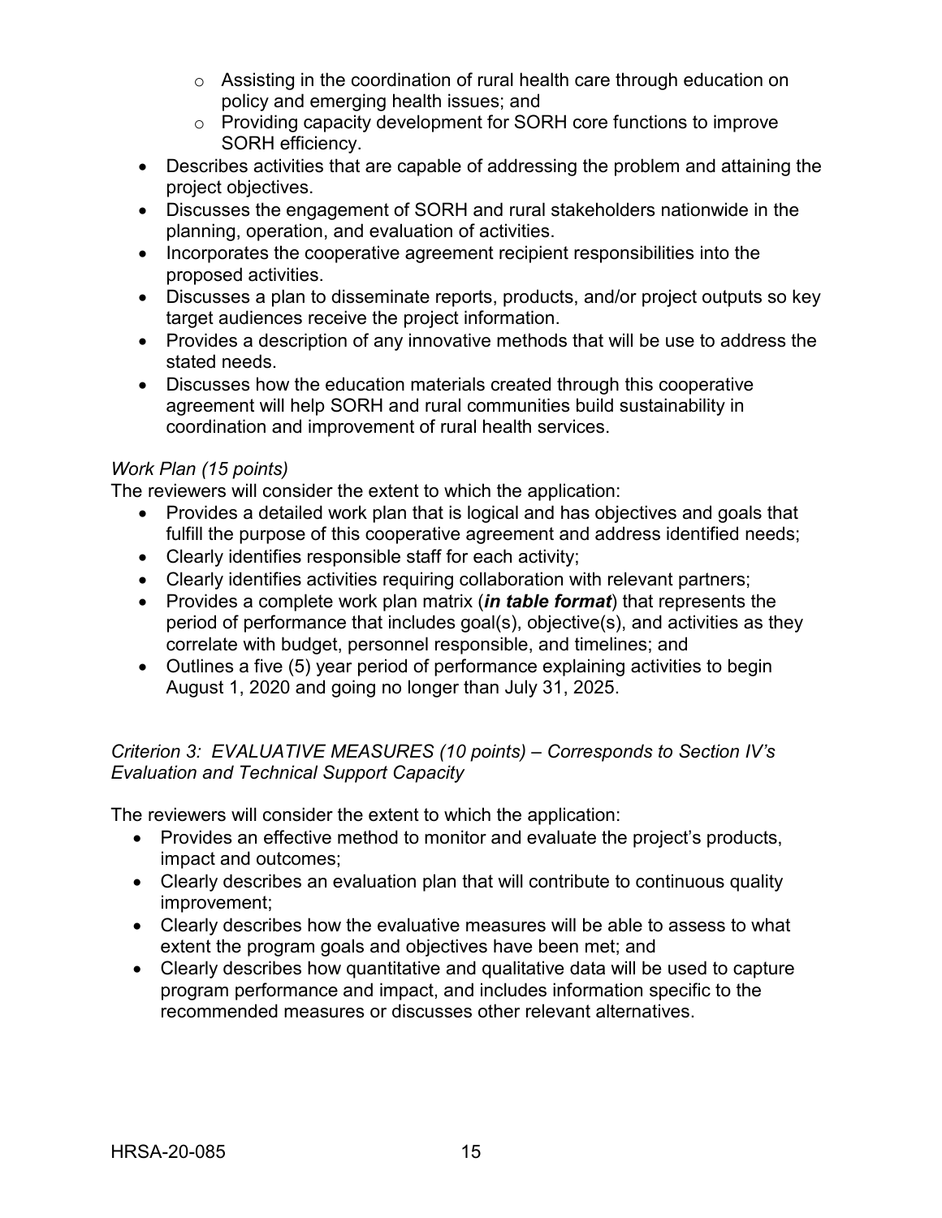- Assisting in the coordination of rural health care through education on policy and emerging health issues; and
  - Providing capacity development for SORH core functions to improve SORH efficiency.
- Describes activities that are capable of addressing the problem and attaining the project objectives.
- Discusses the engagement of SORH and rural stakeholders nationwide in the planning, operation, and evaluation of activities.
- Incorporates the cooperative agreement recipient responsibilities into the proposed activities.
- Discusses a plan to disseminate reports, products, and/or project outputs so key target audiences receive the project information.
- Provides a description of any innovative methods that will be use to address the stated needs.
- Discusses how the education materials created through this cooperative agreement will help SORH and rural communities build sustainability in coordination and improvement of rural health services.

*Work Plan (15 points)*

The reviewers will consider the extent to which the application:

- Provides a detailed work plan that is logical and has objectives and goals that fulfill the purpose of this cooperative agreement and address identified needs;
- Clearly identifies responsible staff for each activity;
- Clearly identifies activities requiring collaboration with relevant partners;
- Provides a complete work plan matrix (***in table format***) that represents the period of performance that includes goal(s), objective(s), and activities as they correlate with budget, personnel responsible, and timelines; and
- Outlines a five (5) year period of performance explaining activities to begin August 1, 2020 and going no longer than July 31, 2025.

*Criterion 3: EVALUATIVE MEASURES (10 points) – Corresponds to Section IV's Evaluation and Technical Support Capacity*

The reviewers will consider the extent to which the application:

- Provides an effective method to monitor and evaluate the project's products, impact and outcomes;
- Clearly describes an evaluation plan that will contribute to continuous quality improvement;
- Clearly describes how the evaluative measures will be able to assess to what extent the program goals and objectives have been met; and
- Clearly describes how quantitative and qualitative data will be used to capture program performance and impact, and includes information specific to the recommended measures or discusses other relevant alternatives.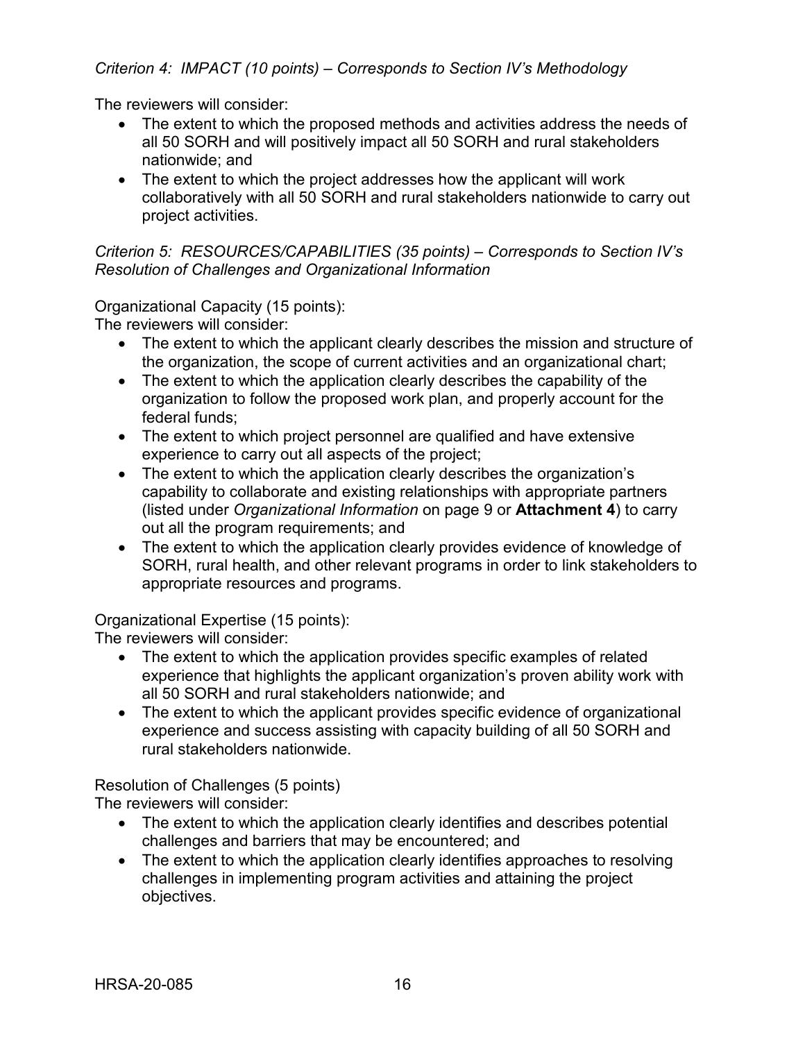*Criterion 4: IMPACT (10 points) – Corresponds to Section IV's Methodology*

The reviewers will consider:

- The extent to which the proposed methods and activities address the needs of all 50 SORH and will positively impact all 50 SORH and rural stakeholders nationwide; and
- The extent to which the project addresses how the applicant will work collaboratively with all 50 SORH and rural stakeholders nationwide to carry out project activities.

*Criterion 5: RESOURCES/CAPABILITIES (35 points) – Corresponds to Section IV's Resolution of Challenges and Organizational Information*

Organizational Capacity (15 points):

The reviewers will consider:

- The extent to which the applicant clearly describes the mission and structure of the organization, the scope of current activities and an organizational chart;
- The extent to which the application clearly describes the capability of the organization to follow the proposed work plan, and properly account for the federal funds;
- The extent to which project personnel are qualified and have extensive experience to carry out all aspects of the project;
- The extent to which the application clearly describes the organization's capability to collaborate and existing relationships with appropriate partners (listed under *Organizational Information* on page 9 or **Attachment 4**) to carry out all the program requirements; and
- The extent to which the application clearly provides evidence of knowledge of SORH, rural health, and other relevant programs in order to link stakeholders to appropriate resources and programs.

Organizational Expertise (15 points):

The reviewers will consider:

- The extent to which the application provides specific examples of related experience that highlights the applicant organization's proven ability work with all 50 SORH and rural stakeholders nationwide; and
- The extent to which the applicant provides specific evidence of organizational experience and success assisting with capacity building of all 50 SORH and rural stakeholders nationwide.

Resolution of Challenges (5 points)

The reviewers will consider:

- The extent to which the application clearly identifies and describes potential challenges and barriers that may be encountered; and
- The extent to which the application clearly identifies approaches to resolving challenges in implementing program activities and attaining the project objectives.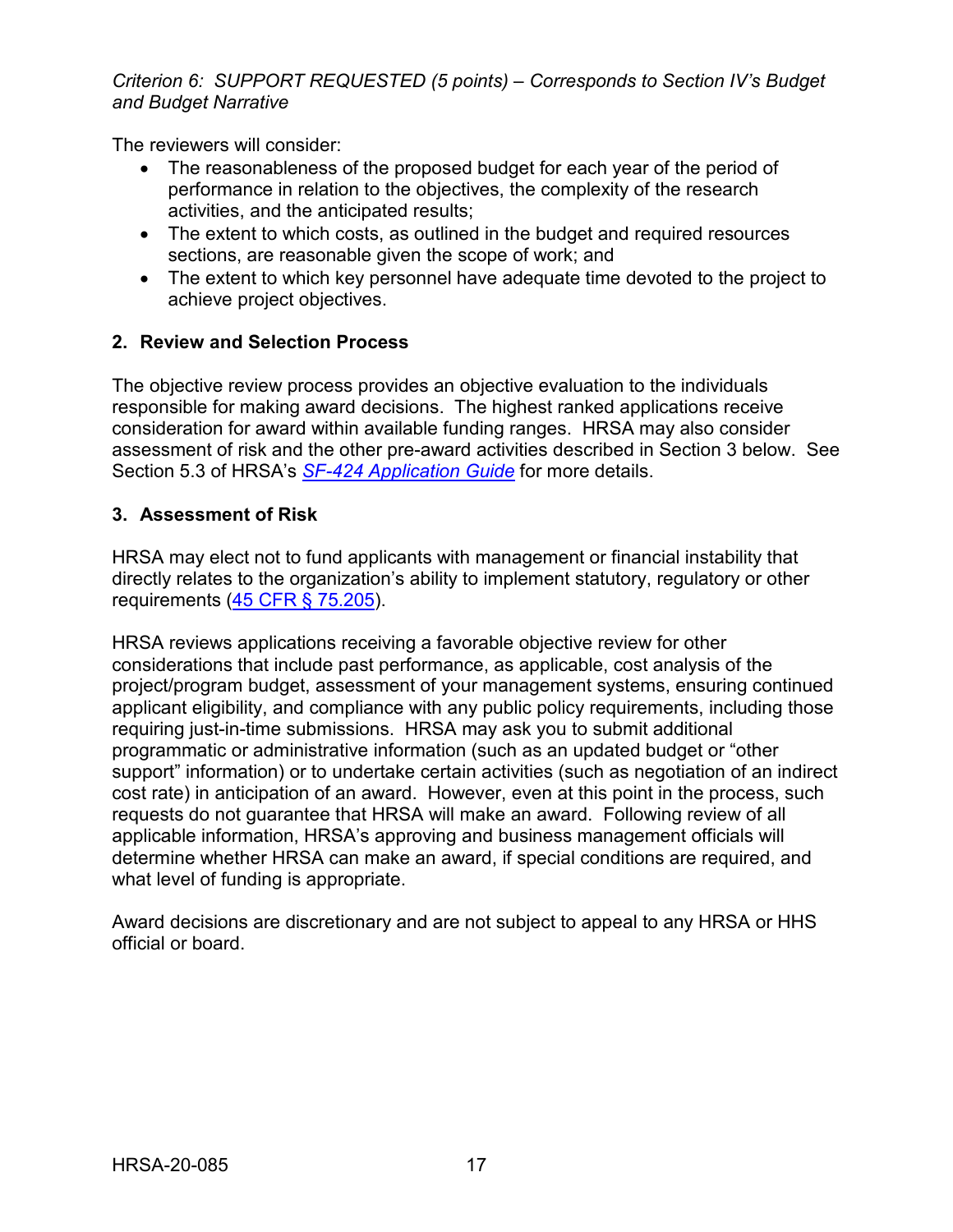*Criterion 6: SUPPORT REQUESTED (5 points) – Corresponds to Section IV's Budget and Budget Narrative*

The reviewers will consider:

- The reasonableness of the proposed budget for each year of the period of performance in relation to the objectives, the complexity of the research activities, and the anticipated results;
- The extent to which costs, as outlined in the budget and required resources sections, are reasonable given the scope of work; and
- The extent to which key personnel have adequate time devoted to the project to achieve project objectives.

## 2. Review and Selection Process

The objective review process provides an objective evaluation to the individuals responsible for making award decisions. The highest ranked applications receive consideration for award within available funding ranges. HRSA may also consider assessment of risk and the other pre-award activities described in Section 3 below. See Section 5.3 of HRSA's *SF-424 Application Guide* for more details.

## 3. Assessment of Risk

HRSA may elect not to fund applicants with management or financial instability that directly relates to the organization's ability to implement statutory, regulatory or other requirements (45 CFR § 75.205).

HRSA reviews applications receiving a favorable objective review for other considerations that include past performance, as applicable, cost analysis of the project/program budget, assessment of your management systems, ensuring continued applicant eligibility, and compliance with any public policy requirements, including those requiring just-in-time submissions. HRSA may ask you to submit additional programmatic or administrative information (such as an updated budget or "other support" information) or to undertake certain activities (such as negotiation of an indirect cost rate) in anticipation of an award. However, even at this point in the process, such requests do not guarantee that HRSA will make an award. Following review of all applicable information, HRSA's approving and business management officials will determine whether HRSA can make an award, if special conditions are required, and what level of funding is appropriate.

Award decisions are discretionary and are not subject to appeal to any HRSA or HHS official or board.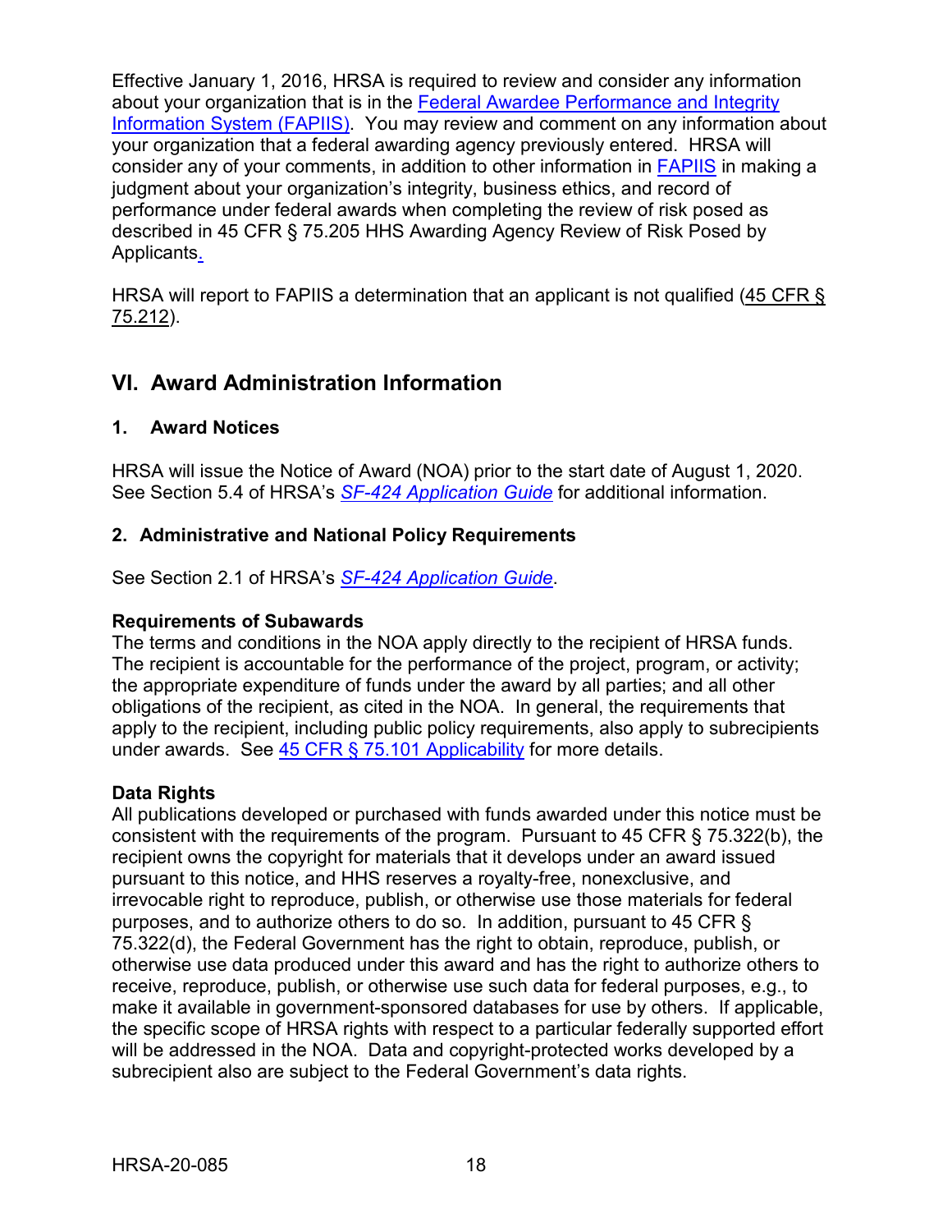Effective January 1, 2016, HRSA is required to review and consider any information about your organization that is in the Federal Awardee Performance and Integrity Information System (FAPIIS). You may review and comment on any information about your organization that a federal awarding agency previously entered. HRSA will consider any of your comments, in addition to other information in FAPIIS in making a judgment about your organization's integrity, business ethics, and record of performance under federal awards when completing the review of risk posed as described in 45 CFR § 75.205 HHS Awarding Agency Review of Risk Posed by Applicants.

HRSA will report to FAPIIS a determination that an applicant is not qualified (45 CFR § 75.212).

## VI. Award Administration Information

### 1. Award Notices

HRSA will issue the Notice of Award (NOA) prior to the start date of August 1, 2020. See Section 5.4 of HRSA's *SF-424 Application Guide* for additional information.

### 2. Administrative and National Policy Requirements

See Section 2.1 of HRSA's *SF-424 Application Guide*.

**Requirements of Subawards**
The terms and conditions in the NOA apply directly to the recipient of HRSA funds. The recipient is accountable for the performance of the project, program, or activity; the appropriate expenditure of funds under the award by all parties; and all other obligations of the recipient, as cited in the NOA. In general, the requirements that apply to the recipient, including public policy requirements, also apply to subrecipients under awards. See 45 CFR § 75.101 Applicability for more details.

**Data Rights**
All publications developed or purchased with funds awarded under this notice must be consistent with the requirements of the program. Pursuant to 45 CFR § 75.322(b), the recipient owns the copyright for materials that it develops under an award issued pursuant to this notice, and HHS reserves a royalty-free, nonexclusive, and irrevocable right to reproduce, publish, or otherwise use those materials for federal purposes, and to authorize others to do so. In addition, pursuant to 45 CFR § 75.322(d), the Federal Government has the right to obtain, reproduce, publish, or otherwise use data produced under this award and has the right to authorize others to receive, reproduce, publish, or otherwise use such data for federal purposes, e.g., to make it available in government-sponsored databases for use by others. If applicable, the specific scope of HRSA rights with respect to a particular federally supported effort will be addressed in the NOA. Data and copyright-protected works developed by a subrecipient also are subject to the Federal Government's data rights.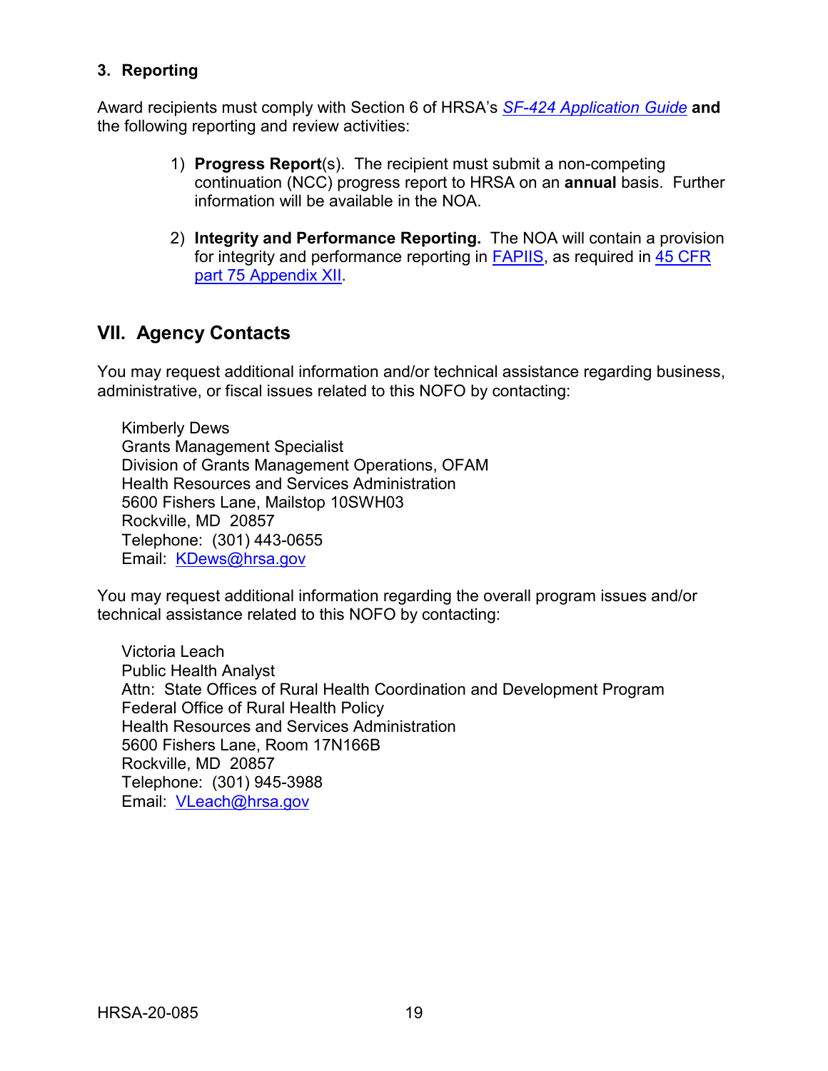### 3. Reporting

Award recipients must comply with Section 6 of HRSA's *[SF-424 Application Guide](#)* **and** the following reporting and review activities:

1) **Progress Report**(s). The recipient must submit a non-competing continuation (NCC) progress report to HRSA on an **annual** basis. Further information will be available in the NOA.

2) **Integrity and Performance Reporting.** The NOA will contain a provision for integrity and performance reporting in [FAPIIS](#), as required in [45 CFR part 75 Appendix XII](#).

## VII. Agency Contacts

You may request additional information and/or technical assistance regarding business, administrative, or fiscal issues related to this NOFO by contacting:

Kimberly Dews
Grants Management Specialist
Division of Grants Management Operations, OFAM
Health Resources and Services Administration
5600 Fishers Lane, Mailstop 10SWH03
Rockville, MD 20857
Telephone: (301) 443-0655
Email: [KDews@hrsa.gov](mailto:KDews@hrsa.gov)

You may request additional information regarding the overall program issues and/or technical assistance related to this NOFO by contacting:

Victoria Leach
Public Health Analyst
Attn: State Offices of Rural Health Coordination and Development Program
Federal Office of Rural Health Policy
Health Resources and Services Administration
5600 Fishers Lane, Room 17N166B
Rockville, MD 20857
Telephone: (301) 945-3988
Email: [VLeach@hrsa.gov](mailto:VLeach@hrsa.gov)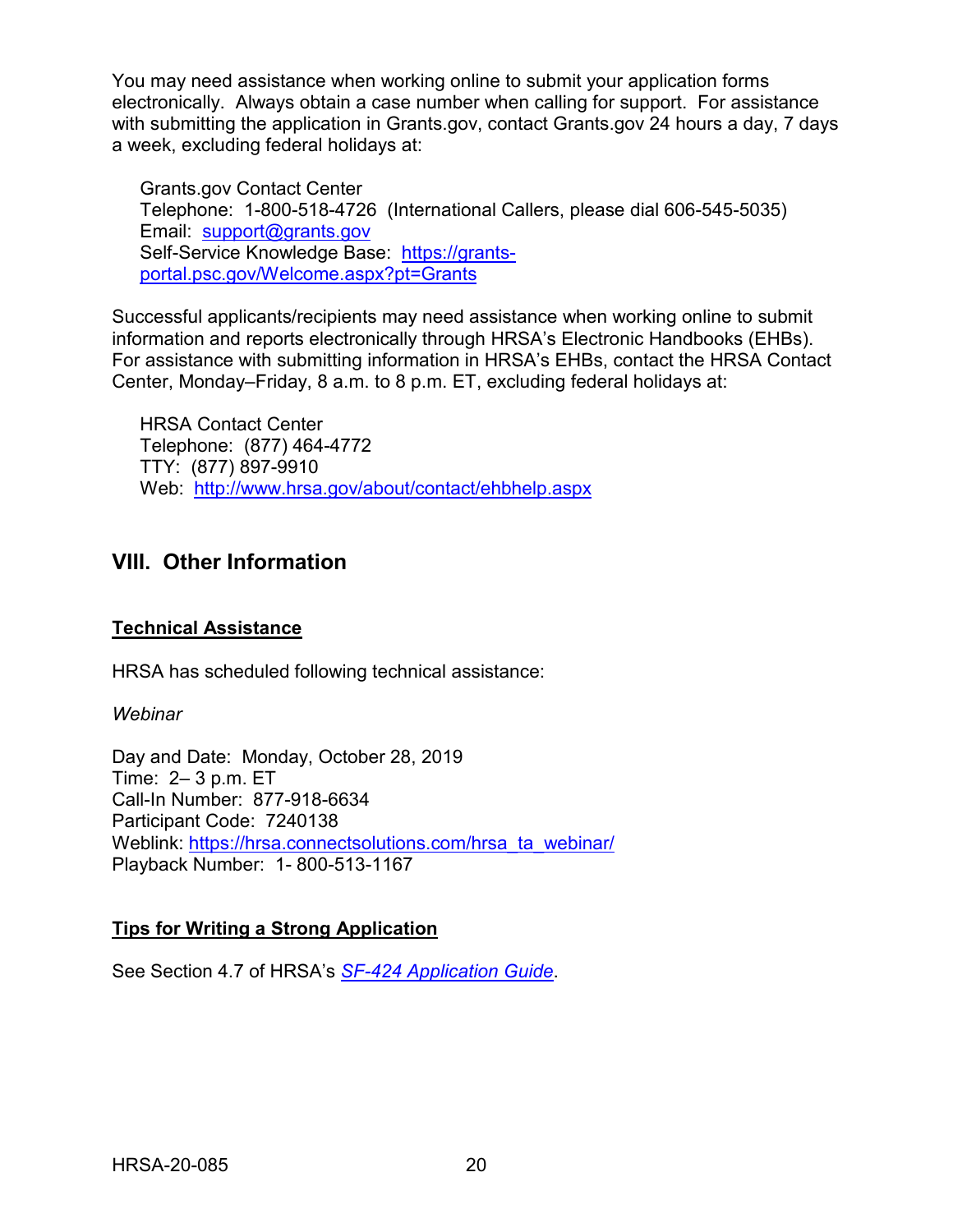You may need assistance when working online to submit your application forms electronically. Always obtain a case number when calling for support. For assistance with submitting the application in Grants.gov, contact Grants.gov 24 hours a day, 7 days a week, excluding federal holidays at:

Grants.gov Contact Center
Telephone: 1-800-518-4726 (International Callers, please dial 606-545-5035)
Email: [support@grants.gov](mailto:support@grants.gov)
Self-Service Knowledge Base: [https://grants-portal.psc.gov/Welcome.aspx?pt=Grants](https://grants-portal.psc.gov/Welcome.aspx?pt=Grants)

Successful applicants/recipients may need assistance when working online to submit information and reports electronically through HRSA's Electronic Handbooks (EHBs). For assistance with submitting information in HRSA's EHBs, contact the HRSA Contact Center, Monday–Friday, 8 a.m. to 8 p.m. ET, excluding federal holidays at:

HRSA Contact Center
Telephone: (877) 464-4772
TTY: (877) 897-9910
Web: [http://www.hrsa.gov/about/contact/ehbhelp.aspx](http://www.hrsa.gov/about/contact/ehbhelp.aspx)

## VIII. Other Information

**Technical Assistance**

HRSA has scheduled following technical assistance:

*Webinar*

Day and Date: Monday, October 28, 2019
Time: 2– 3 p.m. ET
Call-In Number: 877-918-6634
Participant Code: 7240138
Weblink: [https://hrsa.connectsolutions.com/hrsa_ta_webinar/](https://hrsa.connectsolutions.com/hrsa_ta_webinar/)
Playback Number: 1- 800-513-1167

**Tips for Writing a Strong Application**

See Section 4.7 of HRSA's *SF-424 Application Guide*.